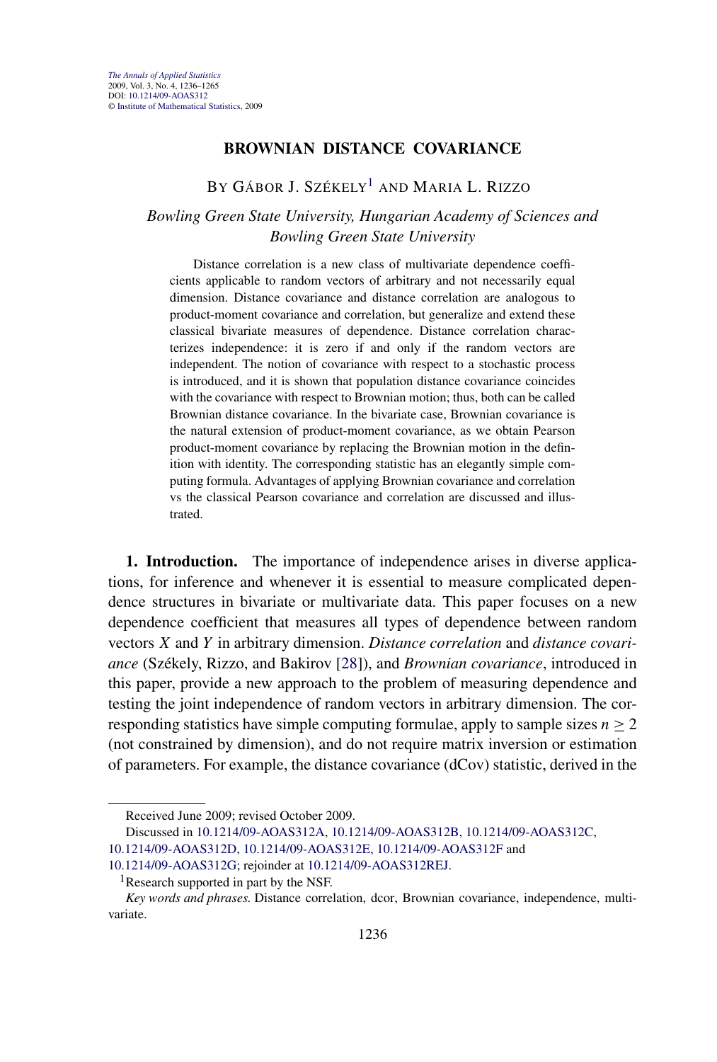# BROWNIAN DISTANCE COVARIANCE

BY GÁBOR J. SZÉKELY[1] AND MARIA L. RIZZO

*Bowling Green State University, Hungarian Academy of Sciences and Bowling Green State University*

Distance correlation is a new class of multivariate dependence coefficients applicable to random vectors of arbitrary and not necessarily equal dimension. Distance covariance and distance correlation are analogous to product-moment covariance and correlation, but generalize and extend these classical bivariate measures of dependence. Distance correlation characterizes independence: it is zero if and only if the random vectors are independent. The notion of covariance with respect to a stochastic process is introduced, and it is shown that population distance covariance coincides with the covariance with respect to Brownian motion; thus, both can be called Brownian distance covariance. In the bivariate case, Brownian covariance is the natural extension of product-moment covariance, as we obtain Pearson product-moment covariance by replacing the Brownian motion in the definition with identity. The corresponding statistic has an elegantly simple computing formula. Advantages of applying Brownian covariance and correlation vs the classical Pearson covariance and correlation are discussed and illustrated.

**1. Introduction.** The importance of independence arises in diverse applications, for inference and whenever it is essential to measure complicated dependence structures in bivariate or multivariate data. This paper focuses on a new dependence coefficient that measures all types of dependence between random vectors $X$ and $Y$ in arbitrary dimension. *Distance correlation* and *distance covariance* (Székely, Rizzo, and Bakirov [28]), and *Brownian covariance*, introduced in this paper, provide a new approach to the problem of measuring dependence and testing the joint independence of random vectors in arbitrary dimension. The corresponding statistics have simple computing formulae, apply to sample sizes $n \geq 2$ (not constrained by dimension), and do not require matrix inversion or estimation of parameters. For example, the distance covariance (dCov) statistic, derived in the

Received June 2009; revised October 2009.

Discussed in 10.1214/09-AOAS312A, 10.1214/09-AOAS312B, 10.1214/09-AOAS312C, 10.1214/09-AOAS312D, 10.1214/09-AOAS312E, 10.1214/09-AOAS312F and 10.1214/09-AOAS312G; rejoinder at 10.1214/09-AOAS312REJ.

[1]Research supported in part by the NSF.

*Key words and phrases.* Distance correlation, dcor, Brownian covariance, independence, multivariate.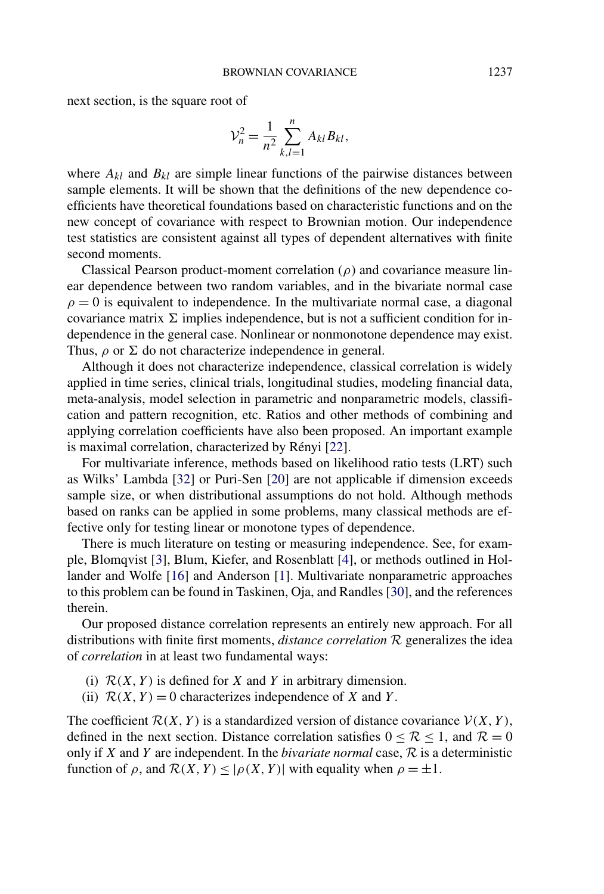next section, is the square root of

$$\mathcal{V}_n^2 = \frac{1}{n^2} \sum_{k,l=1}^{n} A_{kl} B_{kl},$$

where $A_{kl}$ and $B_{kl}$ are simple linear functions of the pairwise distances between sample elements. It will be shown that the definitions of the new dependence coefficients have theoretical foundations based on characteristic functions and on the new concept of covariance with respect to Brownian motion. Our independence test statistics are consistent against all types of dependent alternatives with finite second moments.

Classical Pearson product-moment correlation ($\rho$) and covariance measure linear dependence between two random variables, and in the bivariate normal case $\rho = 0$ is equivalent to independence. In the multivariate normal case, a diagonal covariance matrix $\Sigma$ implies independence, but is not a sufficient condition for independence in the general case. Nonlinear or nonmonotone dependence may exist. Thus, $\rho$ or $\Sigma$ do not characterize independence in general.

Although it does not characterize independence, classical correlation is widely applied in time series, clinical trials, longitudinal studies, modeling financial data, meta-analysis, model selection in parametric and nonparametric models, classification and pattern recognition, etc. Ratios and other methods of combining and applying correlation coefficients have also been proposed. An important example is maximal correlation, characterized by Rényi [22].

For multivariate inference, methods based on likelihood ratio tests (LRT) such as Wilks' Lambda [32] or Puri-Sen [20] are not applicable if dimension exceeds sample size, or when distributional assumptions do not hold. Although methods based on ranks can be applied in some problems, many classical methods are effective only for testing linear or monotone types of dependence.

There is much literature on testing or measuring independence. See, for example, Blomqvist [3], Blum, Kiefer, and Rosenblatt [4], or methods outlined in Hollander and Wolfe [16] and Anderson [1]. Multivariate nonparametric approaches to this problem can be found in Taskinen, Oja, and Randles [30], and the references therein.

Our proposed distance correlation represents an entirely new approach. For all distributions with finite first moments, *distance correlation* $\mathcal{R}$ generalizes the idea of *correlation* in at least two fundamental ways:

(i) $\mathcal{R}(X, Y)$ is defined for $X$ and $Y$ in arbitrary dimension.
(ii) $\mathcal{R}(X, Y) = 0$ characterizes independence of $X$ and $Y$.

The coefficient $\mathcal{R}(X, Y)$ is a standardized version of distance covariance $\mathcal{V}(X, Y)$, defined in the next section. Distance correlation satisfies $0 \le \mathcal{R} \le 1$, and $\mathcal{R} = 0$ only if $X$ and $Y$ are independent. In the *bivariate normal* case, $\mathcal{R}$ is a deterministic function of $\rho$, and $\mathcal{R}(X, Y) \le |\rho(X, Y)|$ with equality when $\rho = \pm 1$.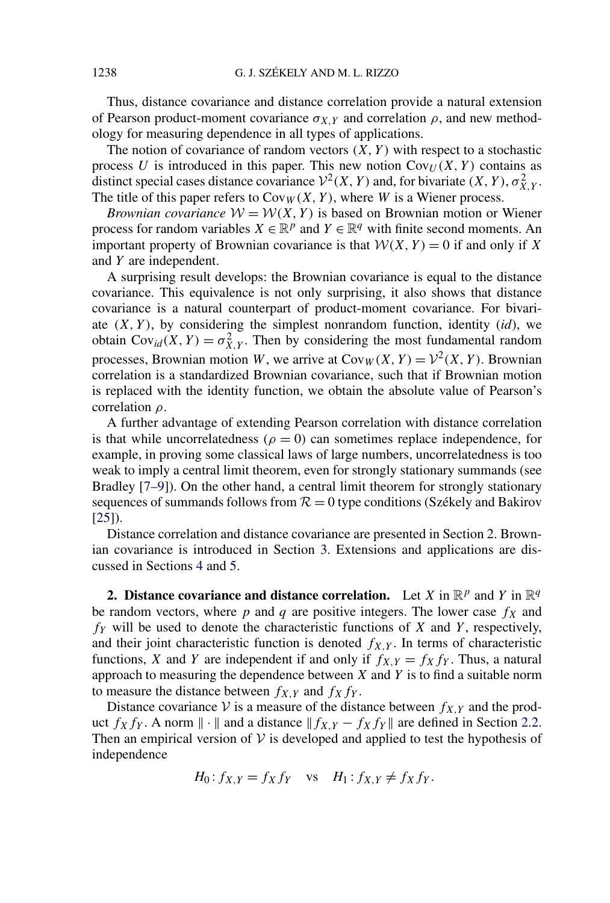Thus, distance covariance and distance correlation provide a natural extension of Pearson product-moment covariance $\sigma_{X,Y}$ and correlation $\rho$, and new methodology for measuring dependence in all types of applications.

The notion of covariance of random vectors $(X, Y)$ with respect to a stochastic process $U$ is introduced in this paper. This new notion $\mathrm{Cov}_U(X, Y)$ contains as distinct special cases distance covariance $\mathcal{V}^2(X, Y)$ and, for bivariate $(X, Y)$, $\sigma^2_{X,Y}$. The title of this paper refers to $\mathrm{Cov}_W(X, Y)$, where $W$ is a Wiener process.

*Brownian covariance* $\mathcal{W} = \mathcal{W}(X, Y)$ is based on Brownian motion or Wiener process for random variables $X \in \mathbb{R}^p$ and $Y \in \mathbb{R}^q$ with finite second moments. An important property of Brownian covariance is that $\mathcal{W}(X, Y) = 0$ if and only if $X$ and $Y$ are independent.

A surprising result develops: the Brownian covariance is equal to the distance covariance. This equivalence is not only surprising, it also shows that distance covariance is a natural counterpart of product-moment covariance. For bivariate $(X, Y)$, by considering the simplest nonrandom function, identity ($id$), we obtain $\mathrm{Cov}_{id}(X, Y) = \sigma^2_{X,Y}$. Then by considering the most fundamental random processes, Brownian motion $W$, we arrive at $\mathrm{Cov}_W(X, Y) = \mathcal{V}^2(X, Y)$. Brownian correlation is a standardized Brownian covariance, such that if Brownian motion is replaced with the identity function, we obtain the absolute value of Pearson's correlation $\rho$.

A further advantage of extending Pearson correlation with distance correlation is that while uncorrelatedness ($\rho = 0$) can sometimes replace independence, for example, in proving some classical laws of large numbers, uncorrelatedness is too weak to imply a central limit theorem, even for strongly stationary summands (see Bradley [7–9]). On the other hand, a central limit theorem for strongly stationary sequences of summands follows from $\mathcal{R} = 0$ type conditions (Székely and Bakirov [25]).

Distance correlation and distance covariance are presented in Section 2. Brownian covariance is introduced in Section 3. Extensions and applications are discussed in Sections 4 and 5.

## 2. Distance covariance and distance correlation.

Let $X$ in $\mathbb{R}^p$ and $Y$ in $\mathbb{R}^q$ be random vectors, where $p$ and $q$ are positive integers. The lower case $f_X$ and $f_Y$ will be used to denote the characteristic functions of $X$ and $Y$, respectively, and their joint characteristic function is denoted $f_{X,Y}$. In terms of characteristic functions, $X$ and $Y$ are independent if and only if $f_{X,Y} = f_X f_Y$. Thus, a natural approach to measuring the dependence between $X$ and $Y$ is to find a suitable norm to measure the distance between $f_{X,Y}$ and $f_X f_Y$.

Distance covariance $\mathcal{V}$ is a measure of the distance between $f_{X,Y}$ and the product $f_X f_Y$. A norm $\|\cdot\|$ and a distance $\|f_{X,Y} - f_X f_Y\|$ are defined in Section 2.2. Then an empirical version of $\mathcal{V}$ is developed and applied to test the hypothesis of independence

$$H_0 : f_{X,Y} = f_X f_Y \quad \text{vs} \quad H_1 : f_{X,Y} \neq f_X f_Y.$$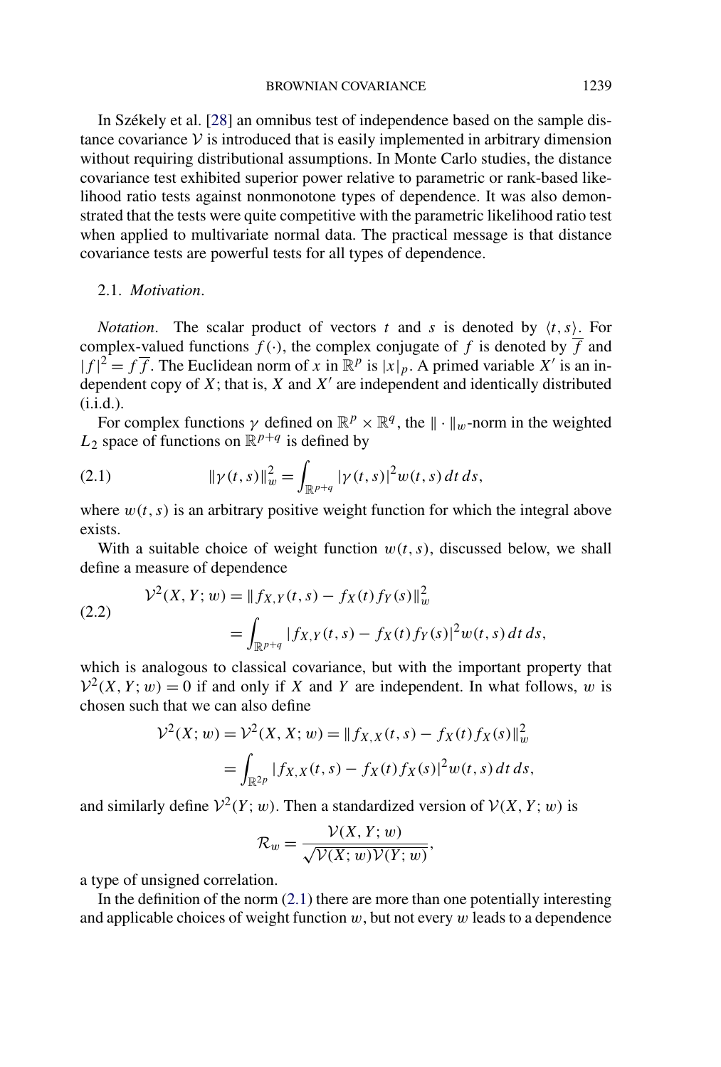In Székely et al. [28] an omnibus test of independence based on the sample distance covariance $\mathcal{V}$ is introduced that is easily implemented in arbitrary dimension without requiring distributional assumptions. In Monte Carlo studies, the distance covariance test exhibited superior power relative to parametric or rank-based likelihood ratio tests against nonmonotone types of dependence. It was also demonstrated that the tests were quite competitive with the parametric likelihood ratio test when applied to multivariate normal data. The practical message is that distance covariance tests are powerful tests for all types of dependence.

2.1. *Motivation*.

*Notation*. The scalar product of vectors $t$ and $s$ is denoted by $\langle t, s \rangle$. For complex-valued functions $f(\cdot)$, the complex conjugate of $f$ is denoted by $\overline{f}$ and $|f|^2 = f\overline{f}$. The Euclidean norm of $x$ in $\mathbb{R}^p$ is $|x|_p$. A primed variable $X'$ is an independent copy of $X$; that is, $X$ and $X'$ are independent and identically distributed (i.i.d.).

For complex functions $\gamma$ defined on $\mathbb{R}^p \times \mathbb{R}^q$, the $\| \cdot \|_w$-norm in the weighted $L_2$ space of functions on $\mathbb{R}^{p+q}$ is defined by

$$\|\gamma(t,s)\|_w^2 = \int_{\mathbb{R}^{p+q}} |\gamma(t,s)|^2 w(t,s)\, dt\, ds, \tag{2.1}$$

where $w(t,s)$ is an arbitrary positive weight function for which the integral above exists.

With a suitable choice of weight function $w(t,s)$, discussed below, we shall define a measure of dependence

$$\begin{aligned} \mathcal{V}^2(X,Y;w) &= \|f_{X,Y}(t,s) - f_X(t) f_Y(s)\|_w^2 \\ &= \int_{\mathbb{R}^{p+q}} |f_{X,Y}(t,s) - f_X(t) f_Y(s)|^2 w(t,s)\, dt\, ds, \end{aligned} \tag{2.2}$$

which is analogous to classical covariance, but with the important property that $\mathcal{V}^2(X,Y;w) = 0$ if and only if $X$ and $Y$ are independent. In what follows, $w$ is chosen such that we can also define

$$\begin{aligned} \mathcal{V}^2(X;w) = \mathcal{V}^2(X,X;w) &= \|f_{X,X}(t,s) - f_X(t) f_X(s)\|_w^2 \\ &= \int_{\mathbb{R}^{2p}} |f_{X,X}(t,s) - f_X(t) f_X(s)|^2 w(t,s)\, dt\, ds, \end{aligned}$$

and similarly define $\mathcal{V}^2(Y;w)$. Then a standardized version of $\mathcal{V}(X,Y;w)$ is

$$\mathcal{R}_w = \frac{\mathcal{V}(X,Y;w)}{\sqrt{\mathcal{V}(X;w)\mathcal{V}(Y;w)}},$$

a type of unsigned correlation.

In the definition of the norm (2.1) there are more than one potentially interesting and applicable choices of weight function $w$, but not every $w$ leads to a dependence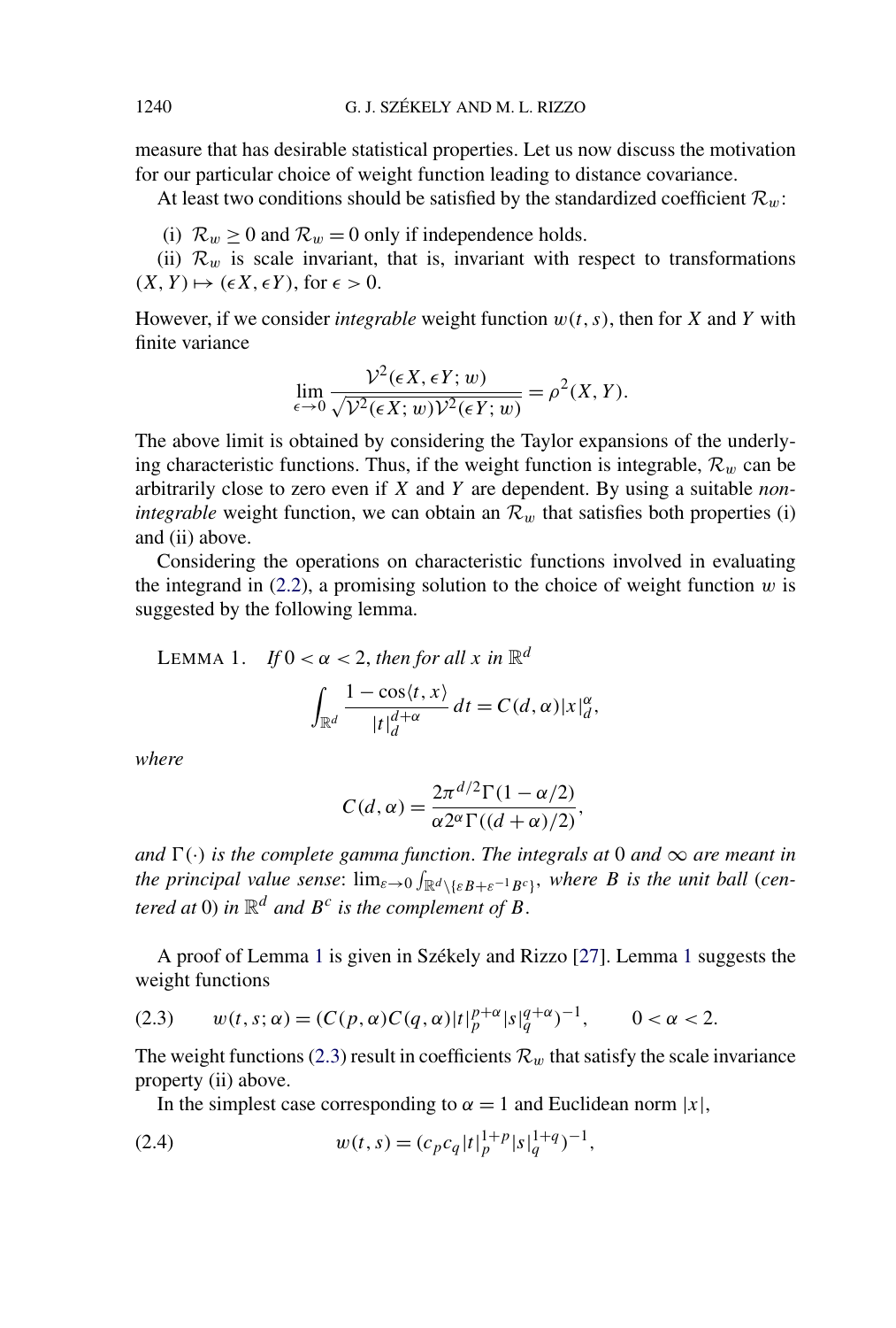measure that has desirable statistical properties. Let us now discuss the motivation for our particular choice of weight function leading to distance covariance.

At least two conditions should be satisfied by the standardized coefficient $\mathcal{R}_w$:

(i) $\mathcal{R}_w \ge 0$ and $\mathcal{R}_w = 0$ only if independence holds.

(ii) $\mathcal{R}_w$ is scale invariant, that is, invariant with respect to transformations $(X, Y) \mapsto (\epsilon X, \epsilon Y)$, for $\epsilon > 0$.

However, if we consider *integrable* weight function $w(t, s)$, then for $X$ and $Y$ with finite variance

$$\lim_{\epsilon \to 0} \frac{\mathcal{V}^2(\epsilon X, \epsilon Y; w)}{\sqrt{\mathcal{V}^2(\epsilon X; w)\mathcal{V}^2(\epsilon Y; w)}} = \rho^2(X, Y).$$

The above limit is obtained by considering the Taylor expansions of the underlying characteristic functions. Thus, if the weight function is integrable, $\mathcal{R}_w$ can be arbitrarily close to zero even if $X$ and $Y$ are dependent. By using a suitable *non-integrable* weight function, we can obtain an $\mathcal{R}_w$ that satisfies both properties (i) and (ii) above.

Considering the operations on characteristic functions involved in evaluating the integrand in (2.2), a promising solution to the choice of weight function $w$ is suggested by the following lemma.

LEMMA 1. *If* $0 < \alpha < 2$, *then for all* $x$ *in* $\mathbb{R}^d$

$$\int_{\mathbb{R}^d} \frac{1 - \cos\langle t, x\rangle}{|t|_d^{d+\alpha}}\, dt = C(d, \alpha)|x|_d^{\alpha},$$

*where*

$$C(d, \alpha) = \frac{2\pi^{d/2}\Gamma(1 - \alpha/2)}{\alpha 2^{\alpha}\Gamma((d + \alpha)/2)},$$

*and* $\Gamma(\cdot)$ *is the complete gamma function. The integrals at* 0 *and* $\infty$ *are meant in the principal value sense*: $\lim_{\varepsilon \to 0} \int_{\mathbb{R}^d \setminus \{\varepsilon B + \varepsilon^{-1} B^c\}}$, *where* $B$ *is the unit ball (centered at* 0) *in* $\mathbb{R}^d$ *and* $B^c$ *is the complement of* $B$.

A proof of Lemma 1 is given in Székely and Rizzo [27]. Lemma 1 suggests the weight functions

$$w(t, s; \alpha) = (C(p, \alpha)C(q, \alpha)|t|_p^{p+\alpha}|s|_q^{q+\alpha})^{-1}, \qquad 0 < \alpha < 2. \tag{2.3}$$

The weight functions (2.3) result in coefficients $\mathcal{R}_w$ that satisfy the scale invariance property (ii) above.

In the simplest case corresponding to $\alpha = 1$ and Euclidean norm $|x|$,

$$w(t, s) = (c_p c_q |t|_p^{1+p}|s|_q^{1+q})^{-1}, \tag{2.4}$$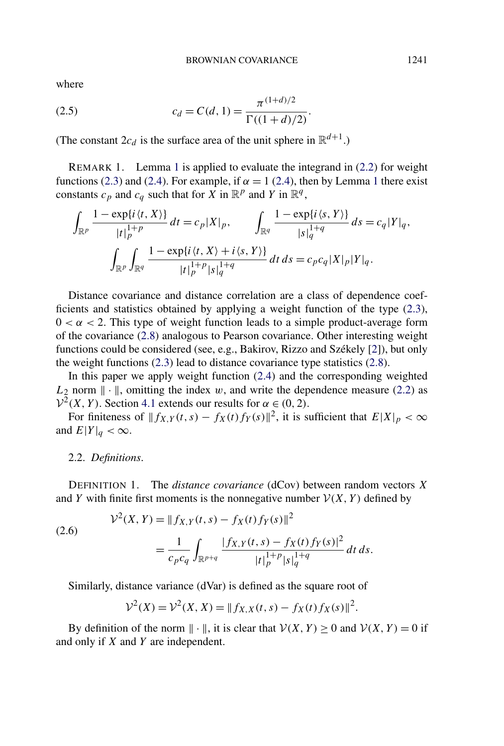where

$$c_d = C(d, 1) = \frac{\pi^{(1+d)/2}}{\Gamma((1+d)/2)}. \tag{2.5}$$

(The constant $2c_d$ is the surface area of the unit sphere in $\mathbb{R}^{d+1}$.)

REMARK 1. Lemma 1 is applied to evaluate the integrand in (2.2) for weight functions (2.3) and (2.4). For example, if $\alpha = 1$ (2.4), then by Lemma 1 there exist constants $c_p$ and $c_q$ such that for $X$ in $\mathbb{R}^p$ and $Y$ in $\mathbb{R}^q$,

$$\int_{\mathbb{R}^p} \frac{1 - \exp\{i\langle t, X\rangle\}}{|t|_p^{1+p}}\, dt = c_p |X|_p, \qquad \int_{\mathbb{R}^q} \frac{1 - \exp\{i\langle s, Y\rangle\}}{|s|_q^{1+q}}\, ds = c_q |Y|_q,$$

$$\int_{\mathbb{R}^p}\int_{\mathbb{R}^q} \frac{1 - \exp\{i\langle t, X\rangle + i\langle s, Y\rangle\}}{|t|_p^{1+p}|s|_q^{1+q}}\, dt\, ds = c_p c_q |X|_p |Y|_q.$$

Distance covariance and distance correlation are a class of dependence coefficients and statistics obtained by applying a weight function of the type (2.3), $0 < \alpha < 2$. This type of weight function leads to a simple product-average form of the covariance (2.8) analogous to Pearson covariance. Other interesting weight functions could be considered (see, e.g., Bakirov, Rizzo and Székely [2]), but only the weight functions (2.3) lead to distance covariance type statistics (2.8).

In this paper we apply weight function (2.4) and the corresponding weighted $L_2$ norm $\|\cdot\|$, omitting the index $w$, and write the dependence measure (2.2) as $\mathcal{V}^2(X, Y)$. Section 4.1 extends our results for $\alpha \in (0, 2)$.

For finiteness of $\|f_{X,Y}(t, s) - f_X(t) f_Y(s)\|^2$, it is sufficient that $E|X|_p < \infty$ and $E|Y|_q < \infty$.

## 2.2. *Definitions*.

DEFINITION 1. The *distance covariance* (dCov) between random vectors $X$ and $Y$ with finite first moments is the nonnegative number $\mathcal{V}(X, Y)$ defined by

$$\begin{aligned} \mathcal{V}^2(X, Y) &= \|f_{X,Y}(t, s) - f_X(t) f_Y(s)\|^2 \\ &= \frac{1}{c_p c_q} \int_{\mathbb{R}^{p+q}} \frac{|f_{X,Y}(t, s) - f_X(t) f_Y(s)|^2}{|t|_p^{1+p}|s|_q^{1+q}}\, dt\, ds. \end{aligned} \tag{2.6}$$

Similarly, distance variance (dVar) is defined as the square root of

$$\mathcal{V}^2(X) = \mathcal{V}^2(X, X) = \|f_{X,X}(t, s) - f_X(t) f_X(s)\|^2.$$

By definition of the norm $\|\cdot\|$, it is clear that $\mathcal{V}(X, Y) \ge 0$ and $\mathcal{V}(X, Y) = 0$ if and only if $X$ and $Y$ are independent.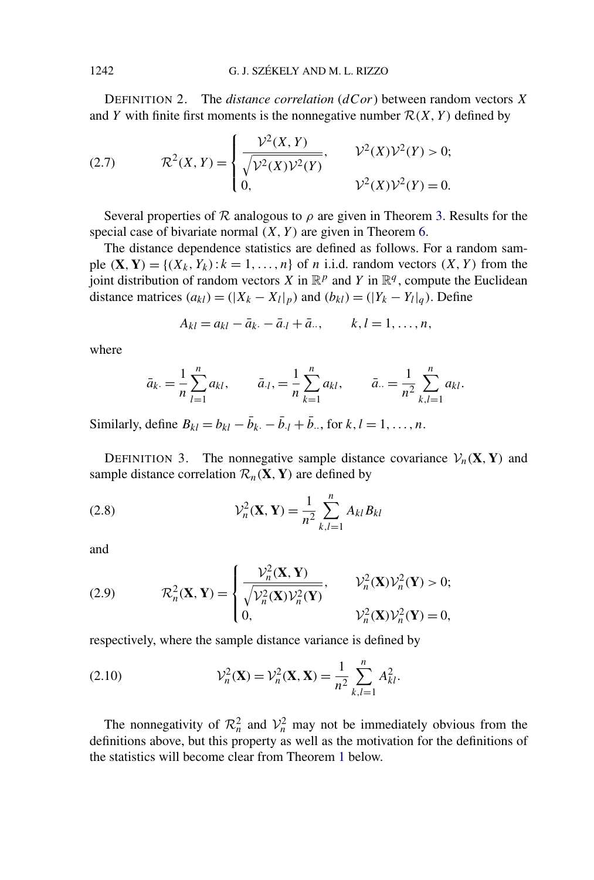DEFINITION 2. The *distance correlation* (*dCor*) between random vectors $X$ and $Y$ with finite first moments is the nonnegative number $\mathcal{R}(X, Y)$ defined by

$$\mathcal{R}^2(X, Y) = \begin{cases} \dfrac{\mathcal{V}^2(X, Y)}{\sqrt{\mathcal{V}^2(X)\mathcal{V}^2(Y)}}, & \mathcal{V}^2(X)\mathcal{V}^2(Y) > 0; \\ 0, & \mathcal{V}^2(X)\mathcal{V}^2(Y) = 0. \end{cases} \tag{2.7}$$

Several properties of $\mathcal{R}$ analogous to $\rho$ are given in Theorem 3. Results for the special case of bivariate normal $(X, Y)$ are given in Theorem 6.

The distance dependence statistics are defined as follows. For a random sample $(\mathbf{X}, \mathbf{Y}) = \{(X_k, Y_k) : k = 1, \dots, n\}$ of $n$ i.i.d. random vectors $(X, Y)$ from the joint distribution of random vectors $X$ in $\mathbb{R}^p$ and $Y$ in $\mathbb{R}^q$, compute the Euclidean distance matrices $(a_{kl}) = (|X_k - X_l|_p)$ and $(b_{kl}) = (|Y_k - Y_l|_q)$. Define

$$A_{kl} = a_{kl} - \bar{a}_{k\cdot} - \bar{a}_{\cdot l} + \bar{a}_{\cdot\cdot}, \qquad k, l = 1, \dots, n,$$

where

$$\bar{a}_{k\cdot} = \frac{1}{n}\sum_{l=1}^{n} a_{kl}, \qquad \bar{a}_{\cdot l}, = \frac{1}{n}\sum_{k=1}^{n} a_{kl}, \qquad \bar{a}_{\cdot\cdot} = \frac{1}{n^2}\sum_{k,l=1}^{n} a_{kl}.$$

Similarly, define $B_{kl} = b_{kl} - \bar{b}_{k\cdot} - \bar{b}_{\cdot l} + \bar{b}_{\cdot\cdot}$, for $k, l = 1, \dots, n$.

DEFINITION 3. The nonnegative sample distance covariance $\mathcal{V}_n(\mathbf{X}, \mathbf{Y})$ and sample distance correlation $\mathcal{R}_n(\mathbf{X}, \mathbf{Y})$ are defined by

$$\mathcal{V}_n^2(\mathbf{X}, \mathbf{Y}) = \frac{1}{n^2}\sum_{k,l=1}^{n} A_{kl} B_{kl} \tag{2.8}$$

and

$$\mathcal{R}_n^2(\mathbf{X}, \mathbf{Y}) = \begin{cases} \dfrac{\mathcal{V}_n^2(\mathbf{X}, \mathbf{Y})}{\sqrt{\mathcal{V}_n^2(\mathbf{X})\mathcal{V}_n^2(\mathbf{Y})}}, & \mathcal{V}_n^2(\mathbf{X})\mathcal{V}_n^2(\mathbf{Y}) > 0; \\ 0, & \mathcal{V}_n^2(\mathbf{X})\mathcal{V}_n^2(\mathbf{Y}) = 0, \end{cases} \tag{2.9}$$

respectively, where the sample distance variance is defined by

$$\mathcal{V}_n^2(\mathbf{X}) = \mathcal{V}_n^2(\mathbf{X}, \mathbf{X}) = \frac{1}{n^2}\sum_{k,l=1}^{n} A_{kl}^2. \tag{2.10}$$

The nonnegativity of $\mathcal{R}_n^2$ and $\mathcal{V}_n^2$ may not be immediately obvious from the definitions above, but this property as well as the motivation for the definitions of the statistics will become clear from Theorem 1 below.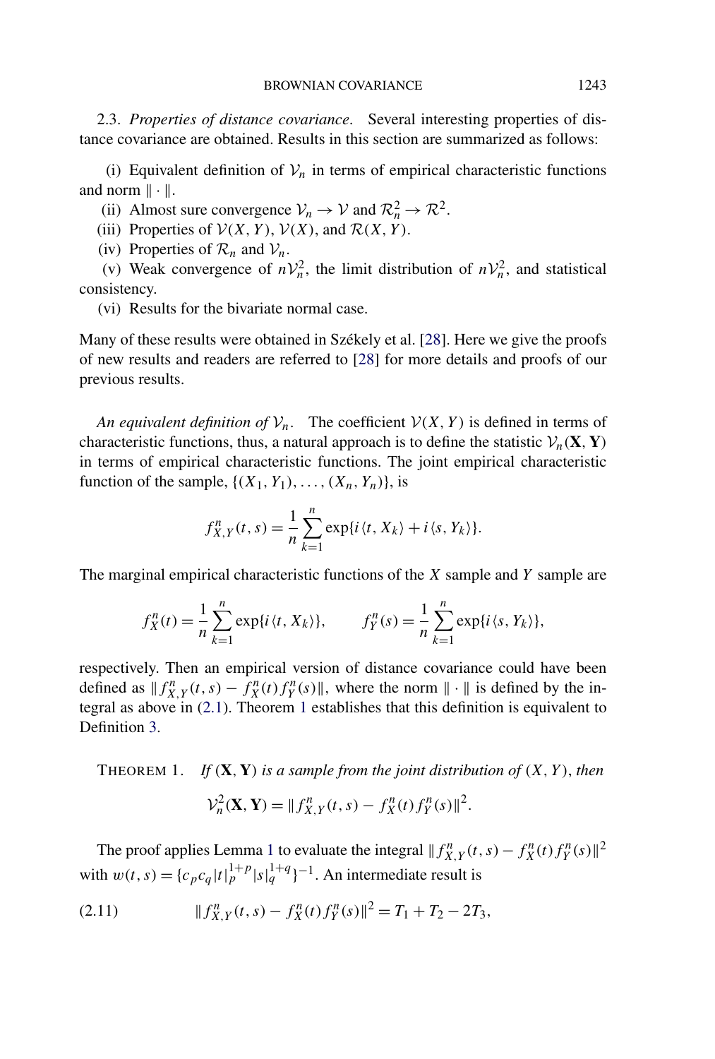2.3. *Properties of distance covariance*. Several interesting properties of distance covariance are obtained. Results in this section are summarized as follows:

(i) Equivalent definition of $\mathcal{V}_n$ in terms of empirical characteristic functions and norm $\|\cdot\|$.

(ii) Almost sure convergence $\mathcal{V}_n \to \mathcal{V}$ and $\mathcal{R}_n^2 \to \mathcal{R}^2$.

(iii) Properties of $\mathcal{V}(X, Y)$, $\mathcal{V}(X)$, and $\mathcal{R}(X, Y)$.

(iv) Properties of $\mathcal{R}_n$ and $\mathcal{V}_n$.

(v) Weak convergence of $n\mathcal{V}_n^2$, the limit distribution of $n\mathcal{V}_n^2$, and statistical consistency.

(vi) Results for the bivariate normal case.

Many of these results were obtained in Székely et al. [28]. Here we give the proofs of new results and readers are referred to [28] for more details and proofs of our previous results.

*An equivalent definition of* $\mathcal{V}_n$. The coefficient $\mathcal{V}(X, Y)$ is defined in terms of characteristic functions, thus, a natural approach is to define the statistic $\mathcal{V}_n(\mathbf{X}, \mathbf{Y})$ in terms of empirical characteristic functions. The joint empirical characteristic function of the sample, $\{(X_1, Y_1), \dots, (X_n, Y_n)\}$, is

$$f_{X,Y}^n(t, s) = \frac{1}{n} \sum_{k=1}^{n} \exp\{i\langle t, X_k\rangle + i\langle s, Y_k\rangle\}.$$

The marginal empirical characteristic functions of the $X$ sample and $Y$ sample are

$$f_X^n(t) = \frac{1}{n} \sum_{k=1}^{n} \exp\{i\langle t, X_k\rangle\}, \qquad f_Y^n(s) = \frac{1}{n} \sum_{k=1}^{n} \exp\{i\langle s, Y_k\rangle\},$$

respectively. Then an empirical version of distance covariance could have been defined as $\|f_{X,Y}^n(t, s) - f_X^n(t) f_Y^n(s)\|$, where the norm $\|\cdot\|$ is defined by the integral as above in (2.1). Theorem 1 establishes that this definition is equivalent to Definition 3.

THEOREM 1. *If* $(\mathbf{X}, \mathbf{Y})$ *is a sample from the joint distribution of* $(X, Y)$, *then*

$$\mathcal{V}_n^2(\mathbf{X}, \mathbf{Y}) = \|f_{X,Y}^n(t, s) - f_X^n(t) f_Y^n(s)\|^2.$$

The proof applies Lemma 1 to evaluate the integral $\|f_{X,Y}^n(t, s) - f_X^n(t) f_Y^n(s)\|^2$ with $w(t, s) = \{c_p c_q |t|_p^{1+p} |s|_q^{1+q}\}^{-1}$. An intermediate result is

$$\|f_{X,Y}^n(t, s) - f_X^n(t) f_Y^n(s)\|^2 = T_1 + T_2 - 2T_3, \tag{2.11}$$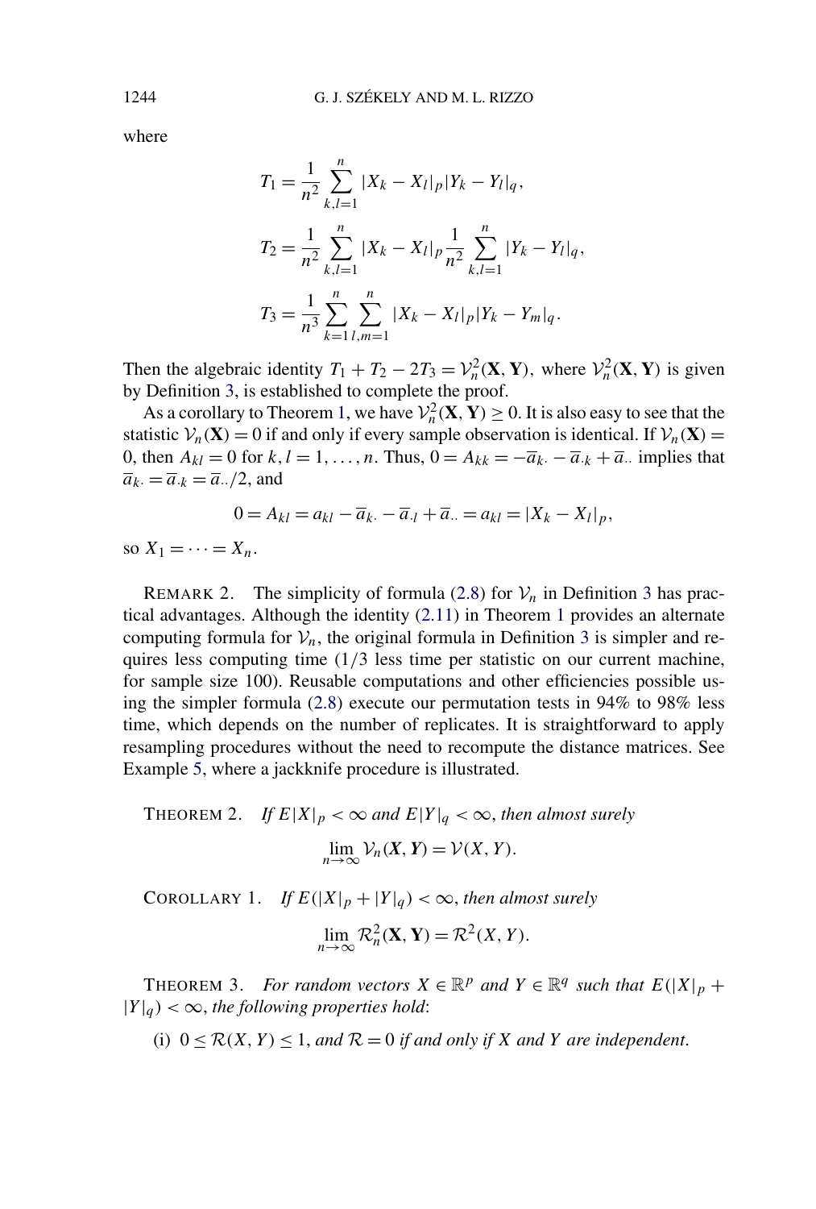where

$$T_1 = \frac{1}{n^2} \sum_{k,l=1}^{n} |X_k - X_l|_p |Y_k - Y_l|_q,$$

$$T_2 = \frac{1}{n^2} \sum_{k,l=1}^{n} |X_k - X_l|_p \frac{1}{n^2} \sum_{k,l=1}^{n} |Y_k - Y_l|_q,$$

$$T_3 = \frac{1}{n^3} \sum_{k=1}^{n} \sum_{l,m=1}^{n} |X_k - X_l|_p |Y_k - Y_m|_q.$$

Then the algebraic identity $T_1 + T_2 - 2T_3 = \mathcal{V}_n^2(\mathbf{X}, \mathbf{Y})$, where $\mathcal{V}_n^2(\mathbf{X}, \mathbf{Y})$ is given by Definition 3, is established to complete the proof.

As a corollary to Theorem 1, we have $\mathcal{V}_n^2(\mathbf{X}, \mathbf{Y}) \geq 0$. It is also easy to see that the statistic $\mathcal{V}_n(\mathbf{X}) = 0$ if and only if every sample observation is identical. If $\mathcal{V}_n(\mathbf{X}) = 0$, then $A_{kl} = 0$ for $k, l = 1, \ldots, n$. Thus, $0 = A_{kk} = -\overline{a}_{k\cdot} - \overline{a}_{\cdot k} + \overline{a}_{\cdot\cdot}$ implies that $\overline{a}_{k\cdot} = \overline{a}_{\cdot k} = \overline{a}_{\cdot\cdot}/2$, and

$$0 = A_{kl} = a_{kl} - \overline{a}_{k\cdot} - \overline{a}_{\cdot l} + \overline{a}_{\cdot\cdot} = a_{kl} = |X_k - X_l|_p,$$

so $X_1 = \cdots = X_n$.

REMARK 2. The simplicity of formula (2.8) for $\mathcal{V}_n$ in Definition 3 has practical advantages. Although the identity (2.11) in Theorem 1 provides an alternate computing formula for $\mathcal{V}_n$, the original formula in Definition 3 is simpler and requires less computing time (1/3 less time per statistic on our current machine, for sample size 100). Reusable computations and other efficiencies possible using the simpler formula (2.8) execute our permutation tests in 94% to 98% less time, which depends on the number of replicates. It is straightforward to apply resampling procedures without the need to recompute the distance matrices. See Example 5, where a jackknife procedure is illustrated.

THEOREM 2. *If $E|X|_p < \infty$ and $E|Y|_q < \infty$, then almost surely*

$$\lim_{n \to \infty} \mathcal{V}_n(\boldsymbol{X}, \boldsymbol{Y}) = \mathcal{V}(X, Y).$$

COROLLARY 1. *If $E(|X|_p + |Y|_q) < \infty$, then almost surely*

$$\lim_{n \to \infty} \mathcal{R}_n^2(\mathbf{X}, \mathbf{Y}) = \mathcal{R}^2(X, Y).$$

THEOREM 3. *For random vectors $X \in \mathbb{R}^p$ and $Y \in \mathbb{R}^q$ such that $E(|X|_p + |Y|_q) < \infty$, the following properties hold*:

(i) $0 \leq \mathcal{R}(X, Y) \leq 1$, *and $\mathcal{R} = 0$ if and only if $X$ and $Y$ are independent*.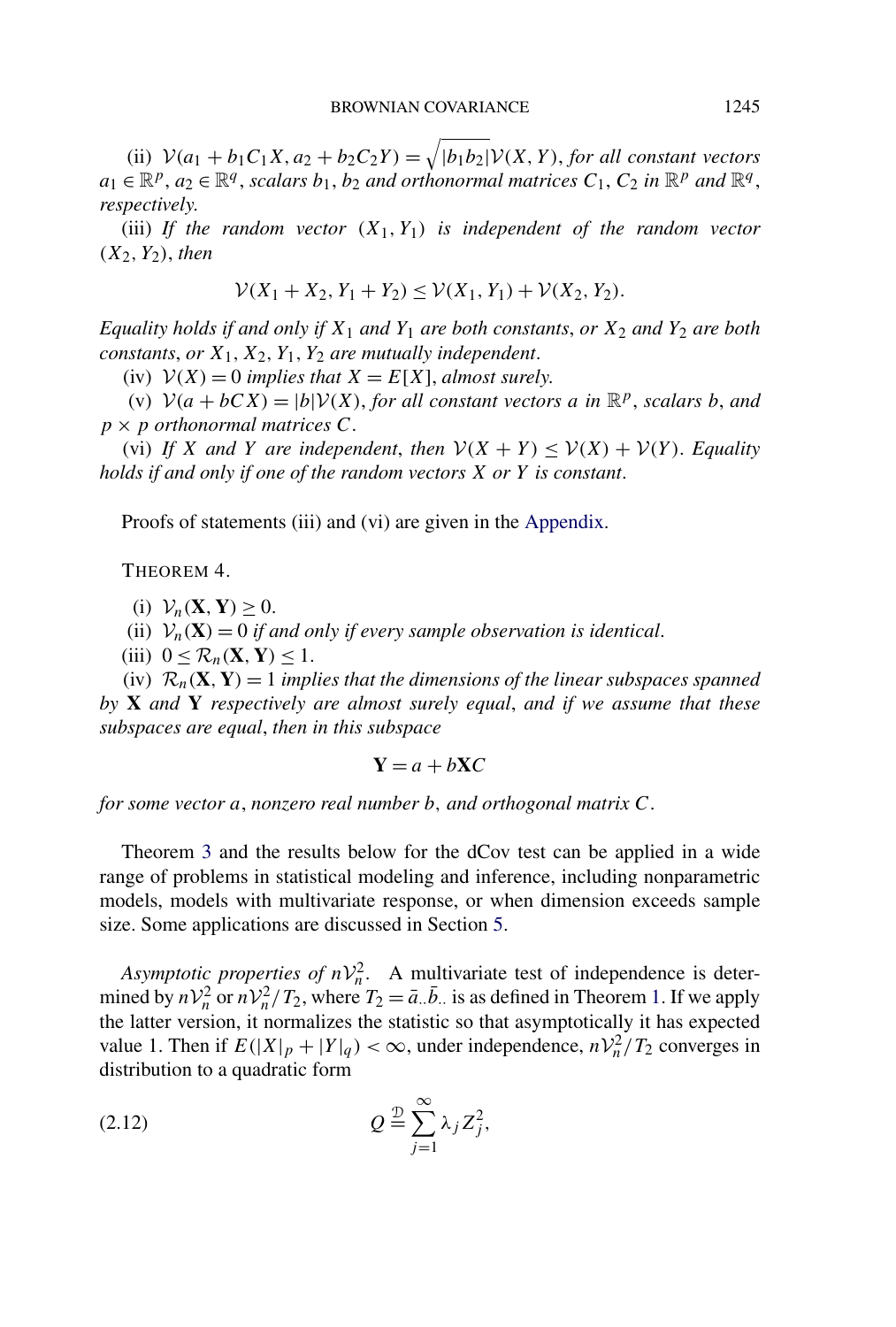(ii) $\mathcal{V}(a_1 + b_1 C_1 X, a_2 + b_2 C_2 Y) = \sqrt{|b_1 b_2|}\mathcal{V}(X, Y)$, *for all constant vectors* $a_1 \in \mathbb{R}^p$, $a_2 \in \mathbb{R}^q$, *scalars* $b_1$, $b_2$ *and orthonormal matrices* $C_1$, $C_2$ *in* $\mathbb{R}^p$ *and* $\mathbb{R}^q$, *respectively.*

(iii) *If the random vector* $(X_1, Y_1)$ *is independent of the random vector* $(X_2, Y_2)$, *then*

$$\mathcal{V}(X_1 + X_2, Y_1 + Y_2) \leq \mathcal{V}(X_1, Y_1) + \mathcal{V}(X_2, Y_2).$$

*Equality holds if and only if* $X_1$ *and* $Y_1$ *are both constants*, *or* $X_2$ *and* $Y_2$ *are both constants*, *or* $X_1, X_2, Y_1, Y_2$ *are mutually independent.*

(iv) $\mathcal{V}(X) = 0$ *implies that* $X = E[X]$, *almost surely.*

(v) $\mathcal{V}(a + bCX) = |b|\mathcal{V}(X)$, *for all constant vectors* $a$ *in* $\mathbb{R}^p$, *scalars* $b$, *and* $p \times p$ *orthonormal matrices* $C$.

(vi) *If* $X$ *and* $Y$ *are independent*, *then* $\mathcal{V}(X + Y) \leq \mathcal{V}(X) + \mathcal{V}(Y)$. *Equality holds if and only if one of the random vectors* $X$ *or* $Y$ *is constant.*

Proofs of statements (iii) and (vi) are given in the Appendix.

THEOREM 4.

(i) $\mathcal{V}_n(\mathbf{X}, \mathbf{Y}) \geq 0$.

(ii) $\mathcal{V}_n(\mathbf{X}) = 0$ *if and only if every sample observation is identical.*

(iii) $0 \leq \mathcal{R}_n(\mathbf{X}, \mathbf{Y}) \leq 1$.

(iv) $\mathcal{R}_n(\mathbf{X}, \mathbf{Y}) = 1$ *implies that the dimensions of the linear subspaces spanned by* $\mathbf{X}$ *and* $\mathbf{Y}$ *respectively are almost surely equal*, *and if we assume that these subspaces are equal*, *then in this subspace*

$$\mathbf{Y} = a + b\mathbf{X}C$$

*for some vector* $a$, *nonzero real number* $b$, *and orthogonal matrix* $C$.

Theorem 3 and the results below for the dCov test can be applied in a wide range of problems in statistical modeling and inference, including nonparametric models, models with multivariate response, or when dimension exceeds sample size. Some applications are discussed in Section 5.

*Asymptotic properties of* $n\mathcal{V}_n^2$. A multivariate test of independence is determined by $n\mathcal{V}_n^2$ or $n\mathcal{V}_n^2/T_2$, where $T_2 = \bar{a}_{\cdot\cdot}\bar{b}_{\cdot\cdot}$ is as defined in Theorem 1. If we apply the latter version, it normalizes the statistic so that asymptotically it has expected value 1. Then if $E(|X|_p + |Y|_q) < \infty$, under independence, $n\mathcal{V}_n^2/T_2$ converges in distribution to a quadratic form

$$Q \overset{\mathcal{D}}{=} \sum_{j=1}^{\infty} \lambda_j Z_j^2, \tag{2.12}$$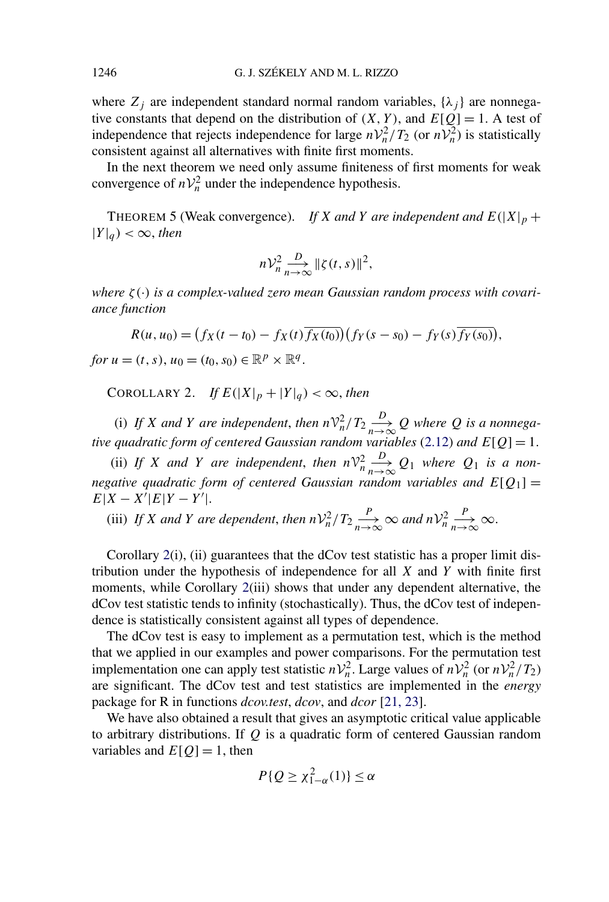where $Z_j$ are independent standard normal random variables, $\{\lambda_j\}$ are nonnegative constants that depend on the distribution of $(X, Y)$, and $E[Q] = 1$. A test of independence that rejects independence for large $n\mathcal{V}_n^2/T_2$ (or $n\mathcal{V}_n^2$) is statistically consistent against all alternatives with finite first moments.

In the next theorem we need only assume finiteness of first moments for weak convergence of $n\mathcal{V}_n^2$ under the independence hypothesis.

THEOREM 5 (Weak convergence). *If $X$ and $Y$ are independent and $E(|X|_p + |Y|_q) < \infty$, then*

$$n\mathcal{V}_n^2 \xrightarrow[n\to\infty]{D} \|\zeta(t,s)\|^2,$$

*where $\zeta(\cdot)$ is a complex-valued zero mean Gaussian random process with covariance function*

$$R(u, u_0) = \left(f_X(t - t_0) - f_X(t)\overline{f_X(t_0)}\right)\left(f_Y(s - s_0) - f_Y(s)\overline{f_Y(s_0)}\right),$$

*for $u = (t, s)$, $u_0 = (t_0, s_0) \in \mathbb{R}^p \times \mathbb{R}^q$.*

COROLLARY 2. *If $E(|X|_p + |Y|_q) < \infty$, then*

(i) *If $X$ and $Y$ are independent, then $n\mathcal{V}_n^2/T_2 \xrightarrow[n\to\infty]{D} Q$ where $Q$ is a nonnegative quadratic form of centered Gaussian random variables* (2.12) *and $E[Q] = 1$.*

(ii) *If $X$ and $Y$ are independent, then $n\mathcal{V}_n^2 \xrightarrow[n\to\infty]{D} Q_1$ where $Q_1$ is a nonnegative quadratic form of centered Gaussian random variables and $E[Q_1] = E|X - X'|E|Y - Y'|$.*

(iii) *If $X$ and $Y$ are dependent, then $n\mathcal{V}_n^2/T_2 \xrightarrow[n\to\infty]{P} \infty$ and $n\mathcal{V}_n^2 \xrightarrow[n\to\infty]{P} \infty$.*

Corollary 2(i), (ii) guarantees that the dCov test statistic has a proper limit distribution under the hypothesis of independence for all $X$ and $Y$ with finite first moments, while Corollary 2(iii) shows that under any dependent alternative, the dCov test statistic tends to infinity (stochastically). Thus, the dCov test of independence is statistically consistent against all types of dependence.

The dCov test is easy to implement as a permutation test, which is the method that we applied in our examples and power comparisons. For the permutation test implementation one can apply test statistic $n\mathcal{V}_n^2$. Large values of $n\mathcal{V}_n^2$ (or $n\mathcal{V}_n^2/T_2$) are significant. The dCov test and test statistics are implemented in the *energy* package for R in functions *dcov.test*, *dcov*, and *dcor* [21, 23].

We have also obtained a result that gives an asymptotic critical value applicable to arbitrary distributions. If $Q$ is a quadratic form of centered Gaussian random variables and $E[Q] = 1$, then

$$P\{Q \geq \chi^2_{1-\alpha}(1)\} \leq \alpha$$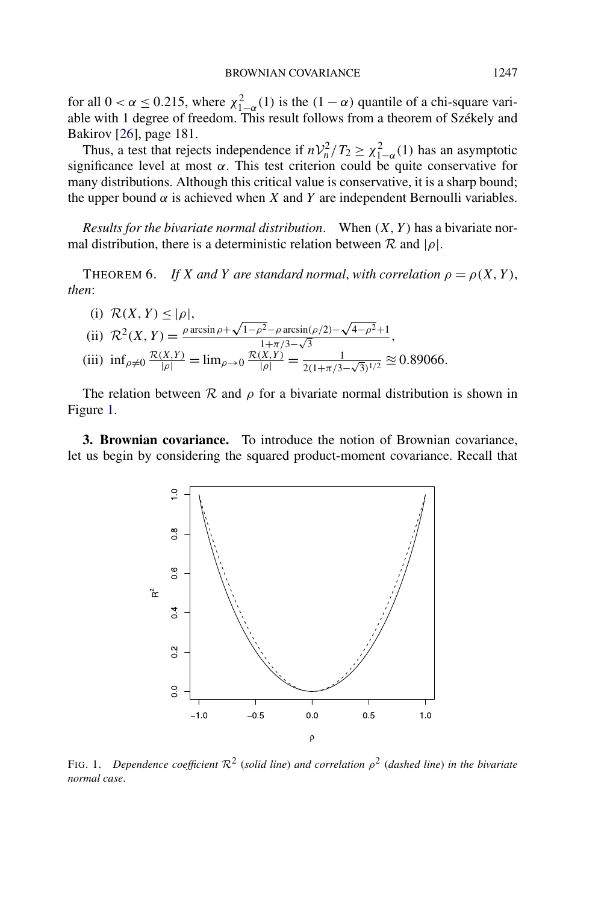for all $0 < \alpha \leq 0.215$, where $\chi^2_{1-\alpha}(1)$ is the $(1-\alpha)$ quantile of a chi-square variable with 1 degree of freedom. This result follows from a theorem of Székely and Bakirov [26], page 181.

Thus, a test that rejects independence if $n\mathcal{V}_n^2/T_2 \geq \chi^2_{1-\alpha}(1)$ has an asymptotic significance level at most $\alpha$. This test criterion could be quite conservative for many distributions. Although this critical value is conservative, it is a sharp bound; the upper bound $\alpha$ is achieved when $X$ and $Y$ are independent Bernoulli variables.

*Results for the bivariate normal distribution*. When $(X, Y)$ has a bivariate normal distribution, there is a deterministic relation between $\mathcal{R}$ and $|\rho|$.

THEOREM 6. *If $X$ and $Y$ are standard normal, with correlation $\rho = \rho(X, Y)$, then*:

(i) $\mathcal{R}(X, Y) \leq |\rho|$,

(ii) $\mathcal{R}^2(X, Y) = \frac{\rho \arcsin \rho + \sqrt{1-\rho^2} - \rho \arcsin(\rho/2) - \sqrt{4-\rho^2} + 1}{1 + \pi/3 - \sqrt{3}}$,

(iii) $\inf_{\rho \neq 0} \frac{\mathcal{R}(X,Y)}{|\rho|} = \lim_{\rho \to 0} \frac{\mathcal{R}(X,Y)}{|\rho|} = \frac{1}{2(1+\pi/3-\sqrt{3})^{1/2}} \approxeq 0.89066$.

The relation between $\mathcal{R}$ and $\rho$ for a bivariate normal distribution is shown in Figure 1.

**3. Brownian covariance.** To introduce the notion of Brownian covariance, let us begin by considering the squared product-moment covariance. Recall that

FIG. 1. *Dependence coefficient $\mathcal{R}^2$ (solid line) and correlation $\rho^2$ (dashed line) in the bivariate normal case.*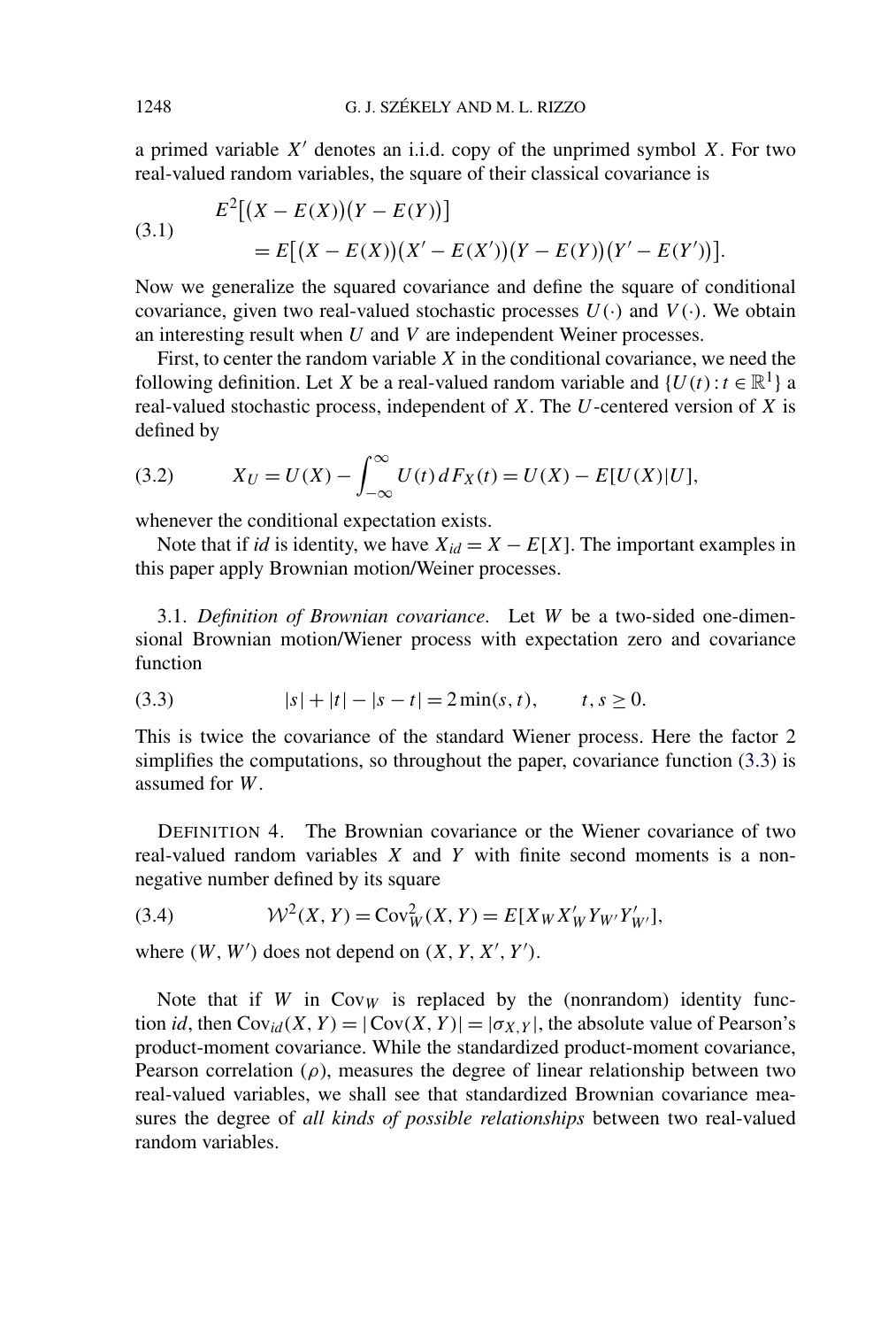a primed variable $X'$ denotes an i.i.d. copy of the unprimed symbol $X$. For two real-valued random variables, the square of their classical covariance is

$$E^2\big[\big(X - E(X)\big)\big(Y - E(Y)\big)\big] \\ = E\big[\big(X - E(X)\big)\big(X' - E(X')\big)\big(Y - E(Y)\big)\big(Y' - E(Y')\big)\big]. \tag{3.1}$$

Now we generalize the squared covariance and define the square of conditional covariance, given two real-valued stochastic processes $U(\cdot)$ and $V(\cdot)$. We obtain an interesting result when $U$ and $V$ are independent Weiner processes.

First, to center the random variable $X$ in the conditional covariance, we need the following definition. Let $X$ be a real-valued random variable and $\{U(t) : t \in \mathbb{R}^1\}$ a real-valued stochastic process, independent of $X$. The $U$-centered version of $X$ is defined by

$$X_U = U(X) - \int_{-\infty}^{\infty} U(t)\, dF_X(t) = U(X) - E[U(X)|U], \tag{3.2}$$

whenever the conditional expectation exists.

Note that if *id* is identity, we have $X_{id} = X - E[X]$. The important examples in this paper apply Brownian motion/Weiner processes.

3.1. *Definition of Brownian covariance*. Let $W$ be a two-sided one-dimensional Brownian motion/Wiener process with expectation zero and covariance function

$$|s| + |t| - |s - t| = 2\min(s, t), \qquad t, s \geq 0. \tag{3.3}$$

This is twice the covariance of the standard Wiener process. Here the factor 2 simplifies the computations, so throughout the paper, covariance function (3.3) is assumed for $W$.

DEFINITION 4. The Brownian covariance or the Wiener covariance of two real-valued random variables $X$ and $Y$ with finite second moments is a nonnegative number defined by its square

$$\mathcal{W}^2(X, Y) = \mathrm{Cov}_W^2(X, Y) = E[X_W X'_W Y_{W'} Y'_{W'}], \tag{3.4}$$

where $(W, W')$ does not depend on $(X, Y, X', Y')$.

Note that if $W$ in $\mathrm{Cov}_W$ is replaced by the (nonrandom) identity function *id*, then $\mathrm{Cov}_{id}(X, Y) = |\mathrm{Cov}(X, Y)| = |\sigma_{X,Y}|$, the absolute value of Pearson's product-moment covariance. While the standardized product-moment covariance, Pearson correlation ($\rho$), measures the degree of linear relationship between two real-valued variables, we shall see that standardized Brownian covariance measures the degree of *all kinds of possible relationships* between two real-valued random variables.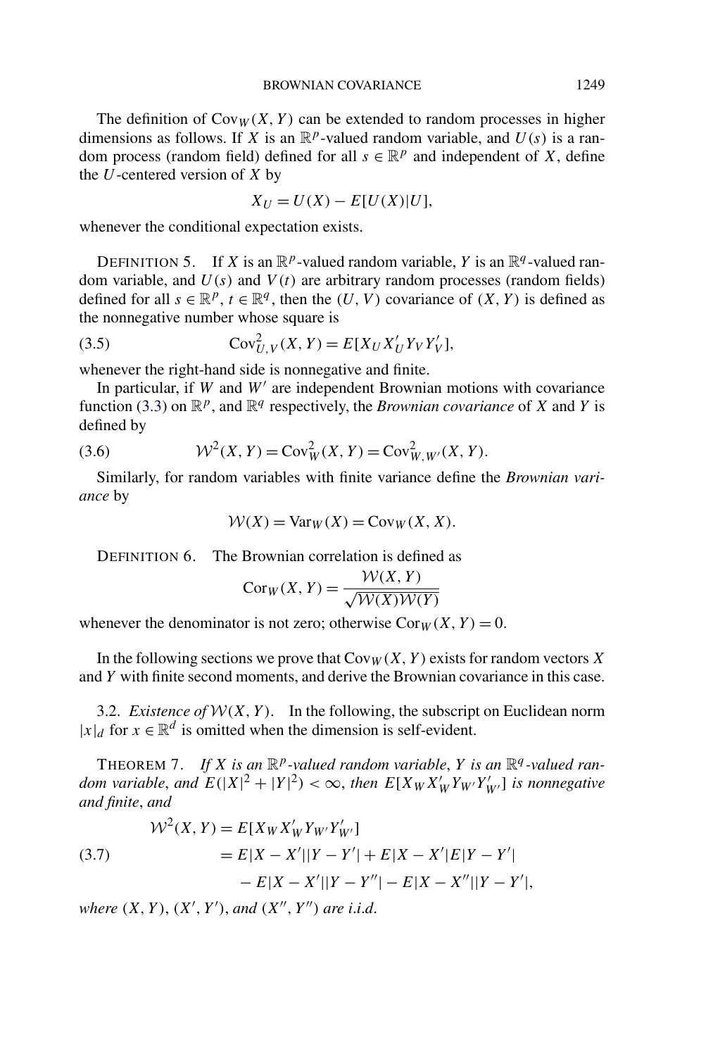The definition of $\mathrm{Cov}_W(X, Y)$ can be extended to random processes in higher dimensions as follows. If $X$ is an $\mathbb{R}^p$-valued random variable, and $U(s)$ is a random process (random field) defined for all $s \in \mathbb{R}^p$ and independent of $X$, define the $U$-centered version of $X$ by

$$X_U = U(X) - E[U(X)|U],$$

whenever the conditional expectation exists.

DEFINITION 5. If $X$ is an $\mathbb{R}^p$-valued random variable, $Y$ is an $\mathbb{R}^q$-valued random variable, and $U(s)$ and $V(t)$ are arbitrary random processes (random fields) defined for all $s \in \mathbb{R}^p$, $t \in \mathbb{R}^q$, then the $(U, V)$ covariance of $(X, Y)$ is defined as the nonnegative number whose square is

$$\mathrm{Cov}^2_{U,V}(X, Y) = E[X_U X'_U Y_V Y'_V], \tag{3.5}$$

whenever the right-hand side is nonnegative and finite.

In particular, if $W$ and $W'$ are independent Brownian motions with covariance function (3.3) on $\mathbb{R}^p$, and $\mathbb{R}^q$ respectively, the *Brownian covariance* of $X$ and $Y$ is defined by

$$\mathcal{W}^2(X, Y) = \mathrm{Cov}^2_W(X, Y) = \mathrm{Cov}^2_{W,W'}(X, Y). \tag{3.6}$$

Similarly, for random variables with finite variance define the *Brownian variance* by

$$\mathcal{W}(X) = \mathrm{Var}_W(X) = \mathrm{Cov}_W(X, X).$$

DEFINITION 6. The Brownian correlation is defined as

$$\mathrm{Cor}_W(X, Y) = \frac{\mathcal{W}(X, Y)}{\sqrt{\mathcal{W}(X)\mathcal{W}(Y)}}$$

whenever the denominator is not zero; otherwise $\mathrm{Cor}_W(X, Y) = 0$.

In the following sections we prove that $\mathrm{Cov}_W(X, Y)$ exists for random vectors $X$ and $Y$ with finite second moments, and derive the Brownian covariance in this case.

3.2. *Existence of $\mathcal{W}(X, Y)$.* In the following, the subscript on Euclidean norm $|x|_d$ for $x \in \mathbb{R}^d$ is omitted when the dimension is self-evident.

THEOREM 7. *If $X$ is an $\mathbb{R}^p$-valued random variable, $Y$ is an $\mathbb{R}^q$-valued random variable, and $E(|X|^2 + |Y|^2) < \infty$, then $E[X_W X'_W Y_{W'} Y'_{W'}]$ is nonnegative and finite, and*

$$\begin{aligned}
\mathcal{W}^2(X, Y) &= E[X_W X'_W Y_{W'} Y'_{W'}] \\
&= E|X - X'||Y - Y'| + E|X - X'|E|Y - Y'| \\
&\quad - E|X - X'||Y - Y''| - E|X - X''||Y - Y'|,
\end{aligned} \tag{3.7}$$

*where $(X, Y)$, $(X', Y')$, and $(X'', Y'')$ are i.i.d.*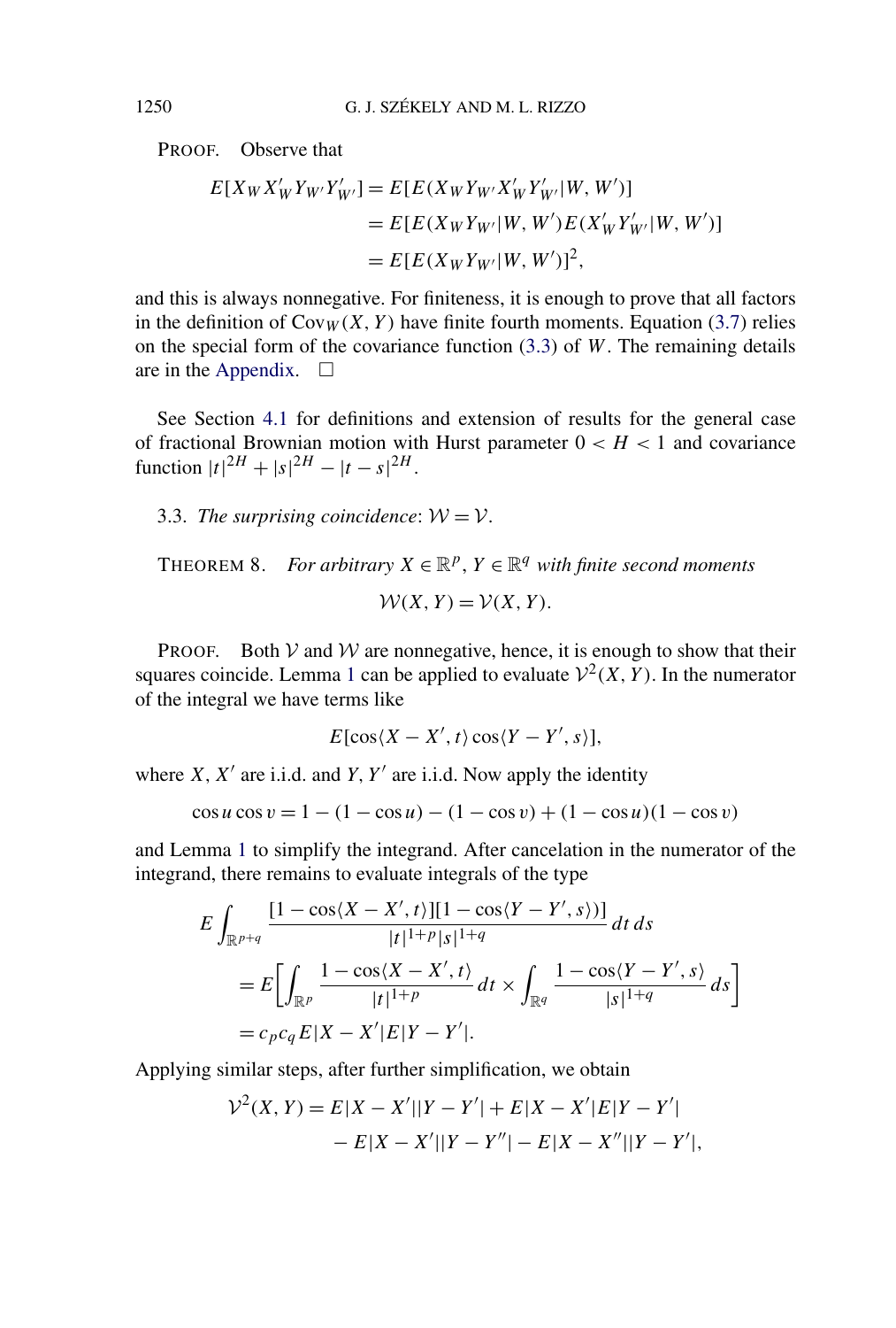PROOF. Observe that

$$
\begin{aligned}
E[X_W X'_W Y_{W'} Y'_{W'}] &= E[E(X_W Y_{W'} X'_W Y'_{W'} | W, W')] \\
&= E[E(X_W Y_{W'} | W, W') E(X'_W Y'_{W'} | W, W')] \\
&= E[E(X_W Y_{W'} | W, W')]^2,
\end{aligned}
$$

and this is always nonnegative. For finiteness, it is enough to prove that all factors in the definition of $\mathrm{Cov}_W(X, Y)$ have finite fourth moments. Equation (3.7) relies on the special form of the covariance function (3.3) of $W$. The remaining details are in the Appendix. $\square$

See Section 4.1 for definitions and extension of results for the general case of fractional Brownian motion with Hurst parameter $0 < H < 1$ and covariance function $|t|^{2H} + |s|^{2H} - |t - s|^{2H}$.

### 3.3. *The surprising coincidence*: $\mathcal{W} = \mathcal{V}$.

THEOREM 8. *For arbitrary $X \in \mathbb{R}^p$, $Y \in \mathbb{R}^q$ with finite second moments*

$$
\mathcal{W}(X, Y) = \mathcal{V}(X, Y).
$$

PROOF. Both $\mathcal{V}$ and $\mathcal{W}$ are nonnegative, hence, it is enough to show that their squares coincide. Lemma 1 can be applied to evaluate $\mathcal{V}^2(X, Y)$. In the numerator of the integral we have terms like

$$
E[\cos\langle X - X', t\rangle \cos\langle Y - Y', s\rangle],
$$

where $X$, $X'$ are i.i.d. and $Y$, $Y'$ are i.i.d. Now apply the identity

$$
\cos u \cos v = 1 - (1 - \cos u) - (1 - \cos v) + (1 - \cos u)(1 - \cos v)
$$

and Lemma 1 to simplify the integrand. After cancelation in the numerator of the integrand, there remains to evaluate integrals of the type

$$
\begin{aligned}
&E \int_{\mathbb{R}^{p+q}} \frac{[1 - \cos\langle X - X', t\rangle][1 - \cos\langle Y - Y', s\rangle)]}{|t|^{1+p}|s|^{1+q}} \, dt \, ds \\
&\quad = E\left[\int_{\mathbb{R}^p} \frac{1 - \cos\langle X - X', t\rangle}{|t|^{1+p}} \, dt \times \int_{\mathbb{R}^q} \frac{1 - \cos\langle Y - Y', s\rangle}{|s|^{1+q}} \, ds\right] \\
&\quad = c_p c_q E|X - X'| E|Y - Y'|.
\end{aligned}
$$

Applying similar steps, after further simplification, we obtain

$$
\begin{aligned}
\mathcal{V}^2(X, Y) = {} & E|X - X'||Y - Y'| + E|X - X'|E|Y - Y'| \\
& - E|X - X'||Y - Y''| - E|X - X''||Y - Y'|,
\end{aligned}
$$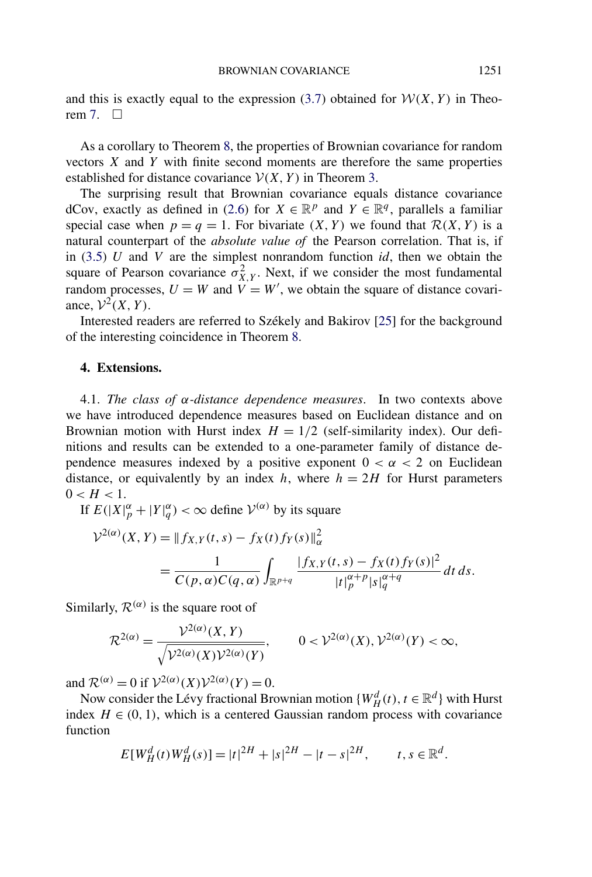and this is exactly equal to the expression (3.7) obtained for $\mathcal{W}(X, Y)$ in Theorem 7. $\square$

As a corollary to Theorem 8, the properties of Brownian covariance for random vectors $X$ and $Y$ with finite second moments are therefore the same properties established for distance covariance $\mathcal{V}(X, Y)$ in Theorem 3.

The surprising result that Brownian covariance equals distance covariance dCov, exactly as defined in (2.6) for $X \in \mathbb{R}^p$ and $Y \in \mathbb{R}^q$, parallels a familiar special case when $p = q = 1$. For bivariate $(X, Y)$ we found that $\mathcal{R}(X, Y)$ is a natural counterpart of the *absolute value of* the Pearson correlation. That is, if in (3.5) $U$ and $V$ are the simplest nonrandom function *id*, then we obtain the square of Pearson covariance $\sigma^2_{X,Y}$. Next, if we consider the most fundamental random processes, $U = W$ and $V = W'$, we obtain the square of distance covariance, $\mathcal{V}^2(X, Y)$.

Interested readers are referred to Székely and Bakirov [25] for the background of the interesting coincidence in Theorem 8.

## 4. Extensions.

4.1. *The class of $\alpha$-distance dependence measures*. In two contexts above we have introduced dependence measures based on Euclidean distance and on Brownian motion with Hurst index $H = 1/2$ (self-similarity index). Our definitions and results can be extended to a one-parameter family of distance dependence measures indexed by a positive exponent $0 < \alpha < 2$ on Euclidean distance, or equivalently by an index $h$, where $h = 2H$ for Hurst parameters $0 < H < 1$.

If $E(|X|_p^\alpha + |Y|_q^\alpha) < \infty$ define $\mathcal{V}^{(\alpha)}$ by its square

$$\mathcal{V}^{2(\alpha)}(X, Y) = \|f_{X,Y}(t, s) - f_X(t) f_Y(s)\|_\alpha^2$$
$$= \frac{1}{C(p, \alpha) C(q, \alpha)} \int_{\mathbb{R}^{p+q}} \frac{|f_{X,Y}(t, s) - f_X(t) f_Y(s)|^2}{|t|_p^{\alpha+p} |s|_q^{\alpha+q}} \, dt \, ds.$$

Similarly, $\mathcal{R}^{(\alpha)}$ is the square root of

$$\mathcal{R}^{2(\alpha)} = \frac{\mathcal{V}^{2(\alpha)}(X, Y)}{\sqrt{\mathcal{V}^{2(\alpha)}(X) \mathcal{V}^{2(\alpha)}(Y)}}, \qquad 0 < \mathcal{V}^{2(\alpha)}(X), \mathcal{V}^{2(\alpha)}(Y) < \infty,$$

and $\mathcal{R}^{(\alpha)} = 0$ if $\mathcal{V}^{2(\alpha)}(X) \mathcal{V}^{2(\alpha)}(Y) = 0$.

Now consider the Lévy fractional Brownian motion $\{W_H^d(t), t \in \mathbb{R}^d\}$ with Hurst index $H \in (0, 1)$, which is a centered Gaussian random process with covariance function

$$E[W_H^d(t) W_H^d(s)] = |t|^{2H} + |s|^{2H} - |t - s|^{2H}, \qquad t, s \in \mathbb{R}^d.$$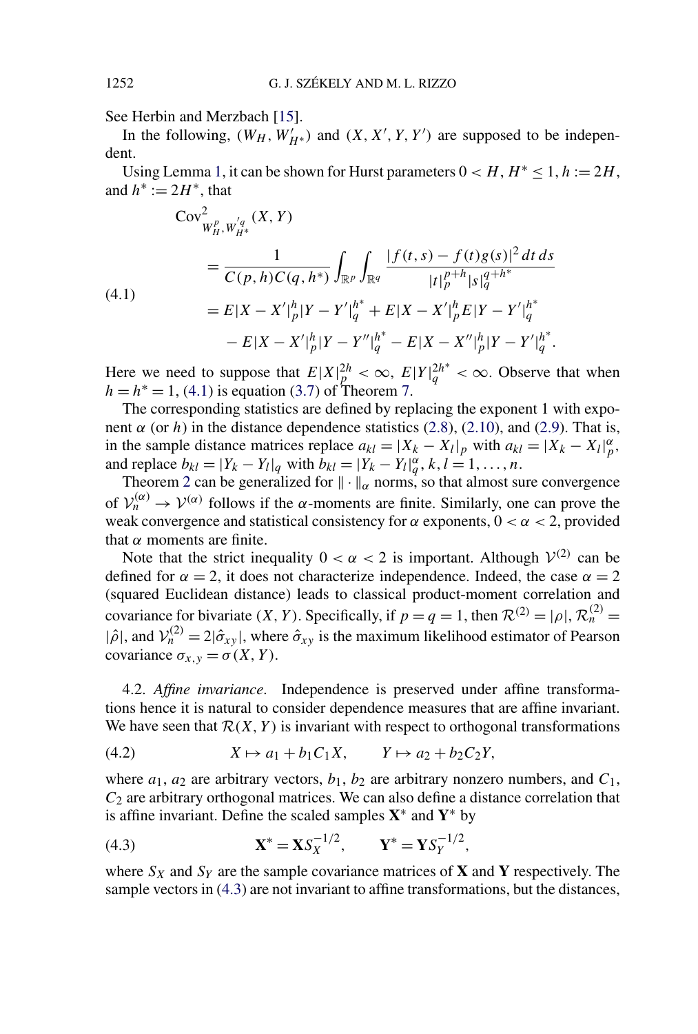See Herbin and Merzbach [15].

In the following, $(W_H, W'_{H^*})$ and $(X, X', Y, Y')$ are supposed to be independent.

Using Lemma 1, it can be shown for Hurst parameters $0 < H, H^* \le 1$, $h := 2H$, and $h^* := 2H^*$, that

$$
\begin{aligned}
\mathrm{Cov}^2_{W_H^p, W'^q_{H^*}}(X, Y)
&= \frac{1}{C(p,h)C(q,h^*)} \int_{\mathbb{R}^p} \int_{\mathbb{R}^q} \frac{|f(t,s) - f(t)g(s)|^2 \, dt \, ds}{|t|_p^{p+h} |s|_q^{q+h^*}} \\
&= E|X - X'|_p^h |Y - Y'|_q^{h^*} + E|X - X'|_p^h E|Y - Y'|_q^{h^*} \\
&\quad - E|X - X'|_p^h |Y - Y''|_q^{h^*} - E|X - X''|_p^h |Y - Y'|_q^{h^*}.
\end{aligned}
\tag{4.1}
$$

Here we need to suppose that $E|X|_p^{2h} < \infty$, $E|Y|_q^{2h^*} < \infty$. Observe that when $h = h^* = 1$, (4.1) is equation (3.7) of Theorem 7.

The corresponding statistics are defined by replacing the exponent 1 with exponent $\alpha$ (or $h$) in the distance dependence statistics (2.8), (2.10), and (2.9). That is, in the sample distance matrices replace $a_{kl} = |X_k - X_l|_p$ with $a_{kl} = |X_k - X_l|_p^\alpha$, and replace $b_{kl} = |Y_k - Y_l|_q$ with $b_{kl} = |Y_k - Y_l|_q^\alpha$, $k, l = 1, \dots, n$.

Theorem 2 can be generalized for $\|\cdot\|_\alpha$ norms, so that almost sure convergence of $\mathcal{V}_n^{(\alpha)} \to \mathcal{V}^{(\alpha)}$ follows if the $\alpha$-moments are finite. Similarly, one can prove the weak convergence and statistical consistency for $\alpha$ exponents, $0 < \alpha < 2$, provided that $\alpha$ moments are finite.

Note that the strict inequality $0 < \alpha < 2$ is important. Although $\mathcal{V}^{(2)}$ can be defined for $\alpha = 2$, it does not characterize independence. Indeed, the case $\alpha = 2$ (squared Euclidean distance) leads to classical product-moment correlation and covariance for bivariate $(X, Y)$. Specifically, if $p = q = 1$, then $\mathcal{R}^{(2)} = |\rho|$, $\mathcal{R}_n^{(2)} = |\hat{\rho}|$, and $\mathcal{V}_n^{(2)} = 2|\hat{\sigma}_{xy}|$, where $\hat{\sigma}_{xy}$ is the maximum likelihood estimator of Pearson covariance $\sigma_{x,y} = \sigma(X, Y)$.

4.2. *Affine invariance.* Independence is preserved under affine transformations hence it is natural to consider dependence measures that are affine invariant. We have seen that $\mathcal{R}(X, Y)$ is invariant with respect to orthogonal transformations

$$
X \mapsto a_1 + b_1 C_1 X, \qquad Y \mapsto a_2 + b_2 C_2 Y, \tag{4.2}
$$

where $a_1$, $a_2$ are arbitrary vectors, $b_1$, $b_2$ are arbitrary nonzero numbers, and $C_1$, $C_2$ are arbitrary orthogonal matrices. We can also define a distance correlation that is affine invariant. Define the scaled samples $\mathbf{X}^*$ and $\mathbf{Y}^*$ by

$$
\mathbf{X}^* = \mathbf{X} S_X^{-1/2}, \qquad \mathbf{Y}^* = \mathbf{Y} S_Y^{-1/2}, \tag{4.3}
$$

where $S_X$ and $S_Y$ are the sample covariance matrices of $\mathbf{X}$ and $\mathbf{Y}$ respectively. The sample vectors in (4.3) are not invariant to affine transformations, but the distances,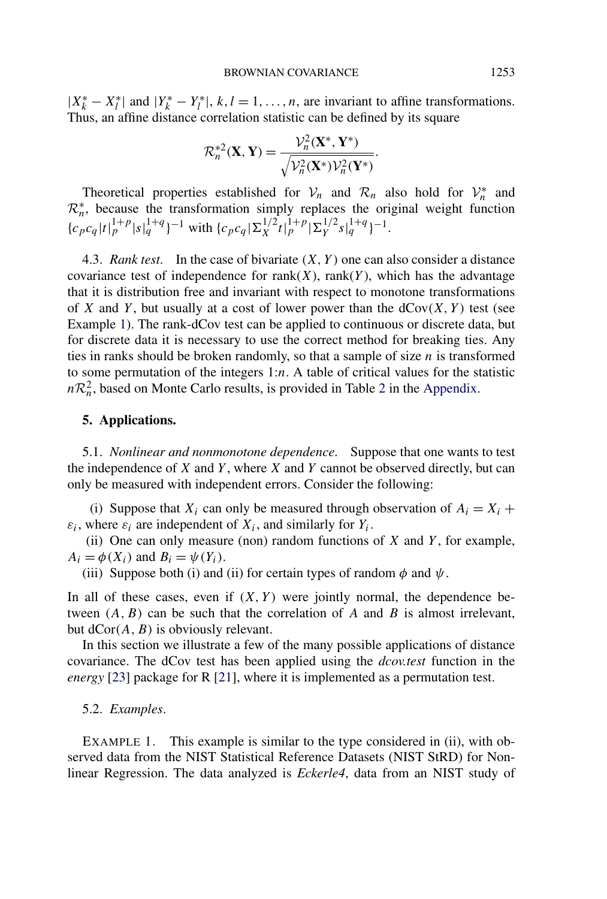$|X_k^* - X_l^*|$ and $|Y_k^* - Y_l^*|$, $k, l = 1, \dots, n$, are invariant to affine transformations. Thus, an affine distance correlation statistic can be defined by its square

$$\mathcal{R}_n^{*2}(\mathbf{X}, \mathbf{Y}) = \frac{\mathcal{V}_n^2(\mathbf{X}^*, \mathbf{Y}^*)}{\sqrt{\mathcal{V}_n^2(\mathbf{X}^*)\mathcal{V}_n^2(\mathbf{Y}^*)}}.$$

Theoretical properties established for $\mathcal{V}_n$ and $\mathcal{R}_n$ also hold for $\mathcal{V}_n^*$ and $\mathcal{R}_n^*$, because the transformation simply replaces the original weight function $\{c_p c_q |t|_p^{1+p} |s|_q^{1+q}\}^{-1}$ with $\{c_p c_q |\Sigma_X^{1/2} t|_p^{1+p} |\Sigma_Y^{1/2} s|_q^{1+q}\}^{-1}$.

4.3. *Rank test*. In the case of bivariate $(X, Y)$ one can also consider a distance covariance test of independence for rank$(X)$, rank$(Y)$, which has the advantage that it is distribution free and invariant with respect to monotone transformations of $X$ and $Y$, but usually at a cost of lower power than the dCov$(X, Y)$ test (see Example 1). The rank-dCov test can be applied to continuous or discrete data, but for discrete data it is necessary to use the correct method for breaking ties. Any ties in ranks should be broken randomly, so that a sample of size $n$ is transformed to some permutation of the integers $1{:}n$. A table of critical values for the statistic $n\mathcal{R}_n^2$, based on Monte Carlo results, is provided in Table 2 in the Appendix.

## 5. Applications.

5.1. *Nonlinear and nonmonotone dependence*. Suppose that one wants to test the independence of $X$ and $Y$, where $X$ and $Y$ cannot be observed directly, but can only be measured with independent errors. Consider the following:

(i) Suppose that $X_i$ can only be measured through observation of $A_i = X_i + \varepsilon_i$, where $\varepsilon_i$ are independent of $X_i$, and similarly for $Y_i$.

(ii) One can only measure (non) random functions of $X$ and $Y$, for example, $A_i = \phi(X_i)$ and $B_i = \psi(Y_i)$.

(iii) Suppose both (i) and (ii) for certain types of random $\phi$ and $\psi$.

In all of these cases, even if $(X, Y)$ were jointly normal, the dependence between $(A, B)$ can be such that the correlation of $A$ and $B$ is almost irrelevant, but dCor$(A, B)$ is obviously relevant.

In this section we illustrate a few of the many possible applications of distance covariance. The dCov test has been applied using the *dcov.test* function in the *energy* [23] package for R [21], where it is implemented as a permutation test.

5.2. *Examples*.

EXAMPLE 1. This example is similar to the type considered in (ii), with observed data from the NIST Statistical Reference Datasets (NIST StRD) for Nonlinear Regression. The data analyzed is *Eckerle4*, data from an NIST study of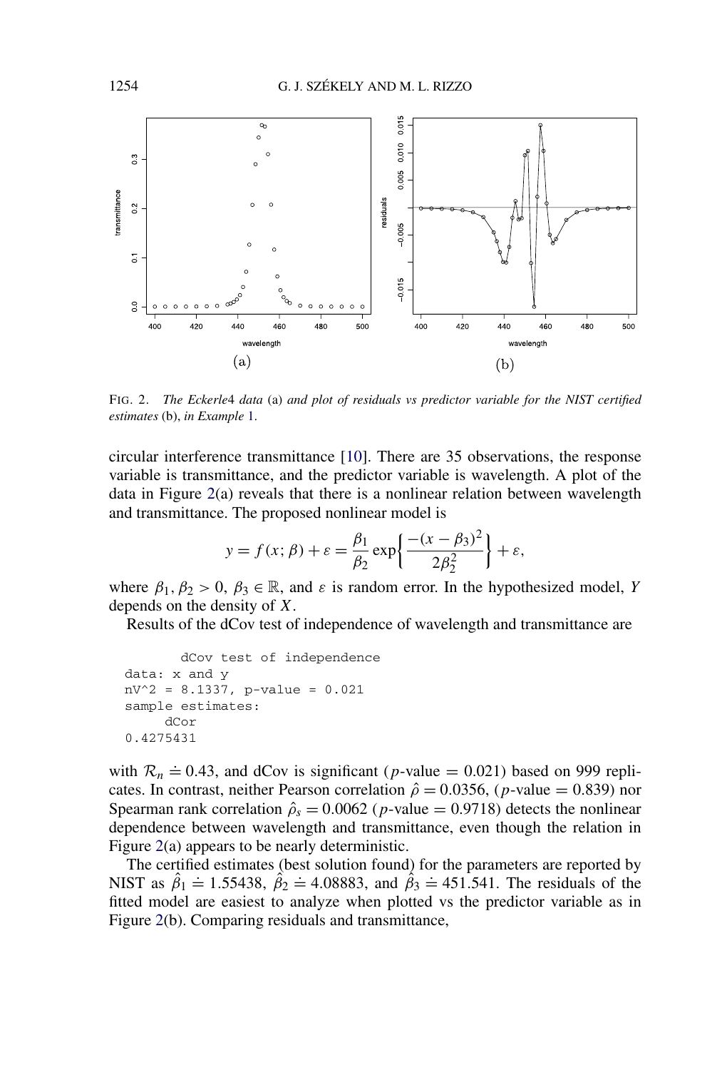FIG. 2. *The Eckerle4 data* (a) *and plot of residuals vs predictor variable for the NIST certified estimates* (b), *in Example* 1.

circular interference transmittance [10]. There are 35 observations, the response variable is transmittance, and the predictor variable is wavelength. A plot of the data in Figure 2(a) reveals that there is a nonlinear relation between wavelength and transmittance. The proposed nonlinear model is

$$y = f(x;\beta) + \varepsilon = \frac{\beta_1}{\beta_2}\exp\left\{\frac{-(x-\beta_3)^2}{2\beta_2^2}\right\} + \varepsilon,$$

where $\beta_1, \beta_2 > 0$, $\beta_3 \in \mathbb{R}$, and $\varepsilon$ is random error. In the hypothesized model, $Y$ depends on the density of $X$.

Results of the dCov test of independence of wavelength and transmittance are

```
        dCov test of independence
data: x and y
nV^2 = 8.1337, p-value = 0.021
sample estimates:
     dCor
0.4275431
```

with $\mathcal{R}_n \doteq 0.43$, and dCov is significant ($p$-value $= 0.021$) based on 999 replicates. In contrast, neither Pearson correlation $\hat{\rho} = 0.0356$, ($p$-value $= 0.839$) nor Spearman rank correlation $\hat{\rho}_s = 0.0062$ ($p$-value $= 0.9718$) detects the nonlinear dependence between wavelength and transmittance, even though the relation in Figure 2(a) appears to be nearly deterministic.

The certified estimates (best solution found) for the parameters are reported by NIST as $\hat{\beta}_1 \doteq 1.55438$, $\hat{\beta}_2 \doteq 4.08883$, and $\hat{\beta}_3 \doteq 451.541$. The residuals of the fitted model are easiest to analyze when plotted vs the predictor variable as in Figure 2(b). Comparing residuals and transmittance,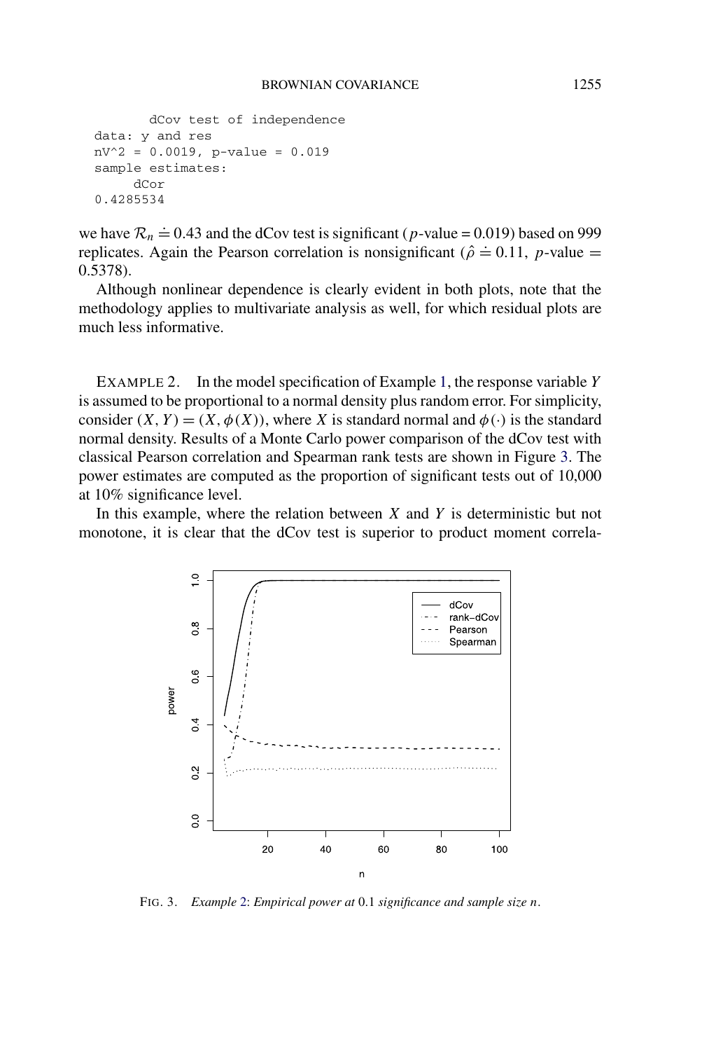```
        dCov test of independence
data: y and res
nV^2 = 0.0019, p-value = 0.019
sample estimates:
     dCor
0.4285534
```

we have $\mathcal{R}_n \doteq 0.43$ and the dCov test is significant ($p$-value = 0.019) based on 999 replicates. Again the Pearson correlation is nonsignificant ($\hat{\rho} \doteq 0.11$, $p$-value = 0.5378).

Although nonlinear dependence is clearly evident in both plots, note that the methodology applies to multivariate analysis as well, for which residual plots are much less informative.

EXAMPLE 2. In the model specification of Example 1, the response variable $Y$ is assumed to be proportional to a normal density plus random error. For simplicity, consider $(X, Y) = (X, \phi(X))$, where $X$ is standard normal and $\phi(\cdot)$ is the standard normal density. Results of a Monte Carlo power comparison of the dCov test with classical Pearson correlation and Spearman rank tests are shown in Figure 3. The power estimates are computed as the proportion of significant tests out of 10,000 at 10% significance level.

In this example, where the relation between $X$ and $Y$ is deterministic but not monotone, it is clear that the dCov test is superior to product moment correla-

FIG. 3. *Example 2: Empirical power at* 0.1 *significance and sample size* $n$.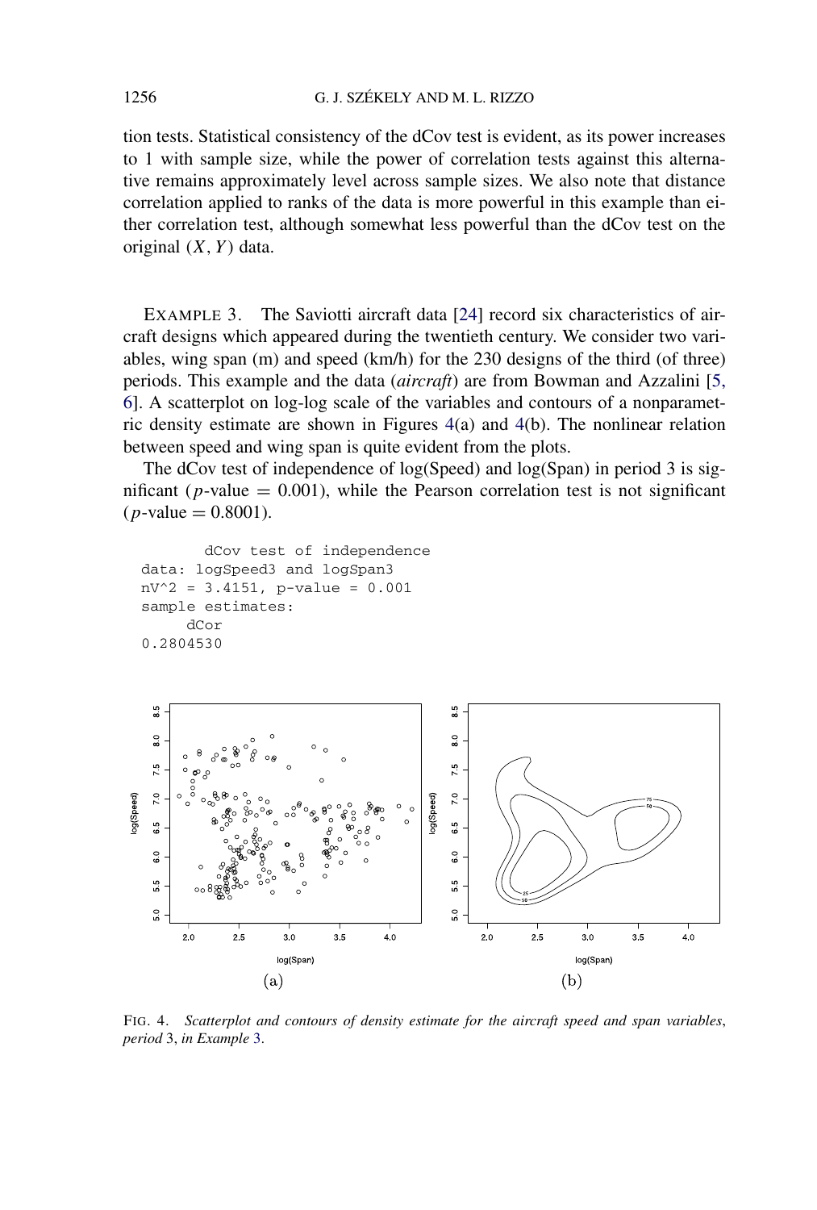tion tests. Statistical consistency of the dCov test is evident, as its power increases to 1 with sample size, while the power of correlation tests against this alternative remains approximately level across sample sizes. We also note that distance correlation applied to ranks of the data is more powerful in this example than either correlation test, although somewhat less powerful than the dCov test on the original $(X, Y)$ data.

EXAMPLE 3. The Saviotti aircraft data [24] record six characteristics of aircraft designs which appeared during the twentieth century. We consider two variables, wing span (m) and speed (km/h) for the 230 designs of the third (of three) periods. This example and the data (*aircraft*) are from Bowman and Azzalini [5, 6]. A scatterplot on log-log scale of the variables and contours of a nonparametric density estimate are shown in Figures 4(a) and 4(b). The nonlinear relation between speed and wing span is quite evident from the plots.

The dCov test of independence of log(Speed) and log(Span) in period 3 is significant ($p$-value $= 0.001$), while the Pearson correlation test is not significant ($p$-value $= 0.8001$).

```
        dCov test of independence
data: logSpeed3 and logSpan3
nV^2 = 3.4151, p-value = 0.001
sample estimates:
     dCor
0.2804530
```

FIG. 4. *Scatterplot and contours of density estimate for the aircraft speed and span variables, period* 3, *in Example* 3.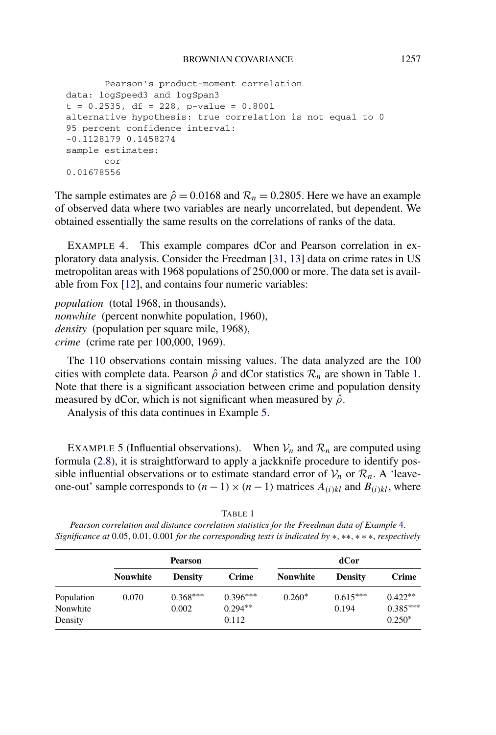```
       Pearson's product-moment correlation
data: logSpeed3 and logSpan3
t = 0.2535, df = 228, p-value = 0.8001
alternative hypothesis: true correlation is not equal to 0
95 percent confidence interval:
-0.1128179 0.1458274
sample estimates:
       cor
0.01678556
```

The sample estimates are $\hat{\rho} = 0.0168$ and $\mathcal{R}_n = 0.2805$. Here we have an example of observed data where two variables are nearly uncorrelated, but dependent. We obtained essentially the same results on the correlations of ranks of the data.

EXAMPLE 4. This example compares dCor and Pearson correlation in exploratory data analysis. Consider the Freedman [31, 13] data on crime rates in US metropolitan areas with 1968 populations of 250,000 or more. The data set is available from Fox [12], and contains four numeric variables:

*population* (total 1968, in thousands),
*nonwhite* (percent nonwhite population, 1960),
*density* (population per square mile, 1968),
*crime* (crime rate per 100,000, 1969).

The 110 observations contain missing values. The data analyzed are the 100 cities with complete data. Pearson $\hat{\rho}$ and dCor statistics $\mathcal{R}_n$ are shown in Table 1. Note that there is a significant association between crime and population density measured by dCor, which is not significant when measured by $\hat{\rho}$.

Analysis of this data continues in Example 5.

EXAMPLE 5 (Influential observations). When $\mathcal{V}_n$ and $\mathcal{R}_n$ are computed using formula (2.8), it is straightforward to apply a jackknife procedure to identify possible influential observations or to estimate standard error of $\mathcal{V}_n$ or $\mathcal{R}_n$. A 'leave-one-out' sample corresponds to $(n-1) \times (n-1)$ matrices $A_{(i)kl}$ and $B_{(i)kl}$, where

TABLE 1
*Pearson correlation and distance correlation statistics for the Freedman data of Example 4. Significance at* 0.05, 0.01, 0.001 *for the corresponding tests is indicated by* $*$, $**$, $***$, *respectively*

| | Pearson | | | dCor | | |
|---|---|---|---|---|---|---|
| | **Nonwhite** | **Density** | **Crime** | **Nonwhite** | **Density** | **Crime** |
| Population | 0.070 | $0.368^{***}$ | $0.396^{***}$ | $0.260^{*}$ | $0.615^{***}$ | $0.422^{**}$ |
| Nonwhite | | 0.002 | $0.294^{**}$ | | 0.194 | $0.385^{***}$ |
| Density | | | 0.112 | | | $0.250^{*}$ |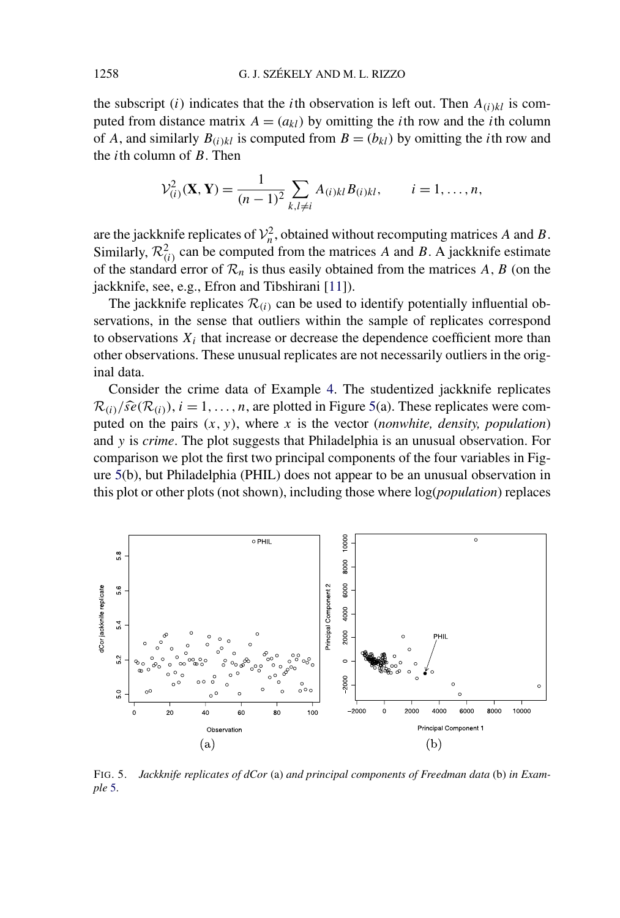the subscript $(i)$ indicates that the $i$th observation is left out. Then $A_{(i)kl}$ is computed from distance matrix $A = (a_{kl})$ by omitting the $i$th row and the $i$th column of $A$, and similarly $B_{(i)kl}$ is computed from $B = (b_{kl})$ by omitting the $i$th row and the $i$th column of $B$. Then

$$\mathcal{V}^2_{(i)}(\mathbf{X}, \mathbf{Y}) = \frac{1}{(n-1)^2} \sum_{k,l \neq i} A_{(i)kl} B_{(i)kl}, \qquad i = 1, \ldots, n,$$

are the jackknife replicates of $\mathcal{V}^2_n$, obtained without recomputing matrices $A$ and $B$. Similarly, $\mathcal{R}^2_{(i)}$ can be computed from the matrices $A$ and $B$. A jackknife estimate of the standard error of $\mathcal{R}_n$ is thus easily obtained from the matrices $A$, $B$ (on the jackknife, see, e.g., Efron and Tibshirani [11]).

The jackknife replicates $\mathcal{R}_{(i)}$ can be used to identify potentially influential observations, in the sense that outliers within the sample of replicates correspond to observations $X_i$ that increase or decrease the dependence coefficient more than other observations. These unusual replicates are not necessarily outliers in the original data.

Consider the crime data of Example 4. The studentized jackknife replicates $\mathcal{R}_{(i)}/\widehat{se}(\mathcal{R}_{(i)})$, $i = 1, \ldots, n$, are plotted in Figure 5(a). These replicates were computed on the pairs $(x, y)$, where $x$ is the vector (*nonwhite, density, population*) and $y$ is *crime*. The plot suggests that Philadelphia is an unusual observation. For comparison we plot the first two principal components of the four variables in Figure 5(b), but Philadelphia (PHIL) does not appear to be an unusual observation in this plot or other plots (not shown), including those where log(*population*) replaces

FIG. 5. *Jackknife replicates of dCor* (a) *and principal components of Freedman data* (b) *in Example 5.*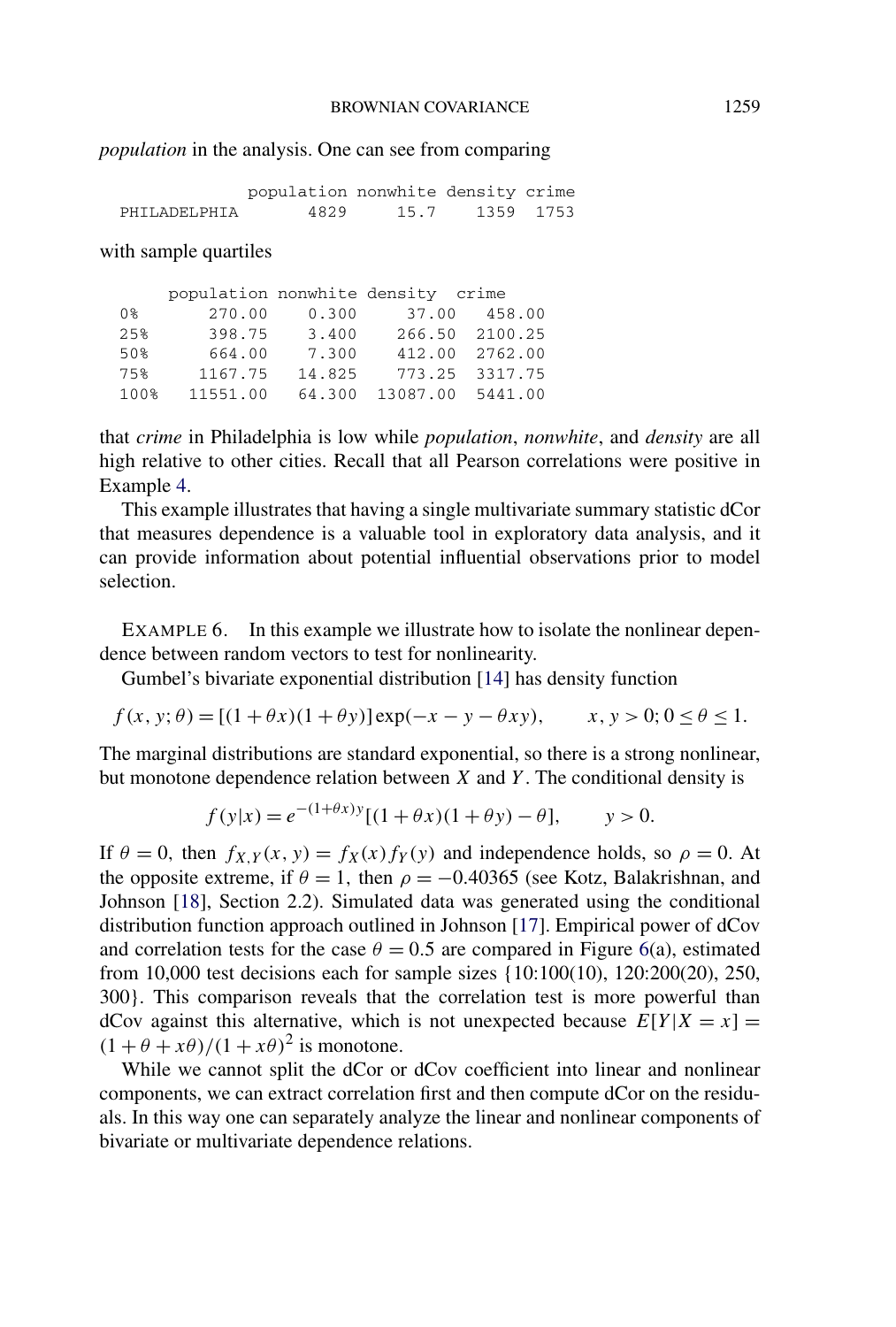*population* in the analysis. One can see from comparing

|  | population | nonwhite | density | crime |
|---|---|---|---|---|
| PHILADELPHIA | 4829 | 15.7 | 1359 | 1753 |

with sample quartiles

|  | population | nonwhite | density | crime |
|---|---|---|---|---|
| 0% | 270.00 | 0.300 | 37.00 | 458.00 |
| 25% | 398.75 | 3.400 | 266.50 | 2100.25 |
| 50% | 664.00 | 7.300 | 412.00 | 2762.00 |
| 75% | 1167.75 | 14.825 | 773.25 | 3317.75 |
| 100% | 11551.00 | 64.300 | 13087.00 | 5441.00 |

that *crime* in Philadelphia is low while *population*, *nonwhite*, and *density* are all high relative to other cities. Recall that all Pearson correlations were positive in Example 4.

This example illustrates that having a single multivariate summary statistic dCor that measures dependence is a valuable tool in exploratory data analysis, and it can provide information about potential influential observations prior to model selection.

EXAMPLE 6. In this example we illustrate how to isolate the nonlinear dependence between random vectors to test for nonlinearity.

Gumbel's bivariate exponential distribution [14] has density function

$$f(x, y; \theta) = [(1+\theta x)(1+\theta y)] \exp(-x - y - \theta xy), \qquad x, y > 0; 0 \leq \theta \leq 1.$$

The marginal distributions are standard exponential, so there is a strong nonlinear, but monotone dependence relation between $X$ and $Y$. The conditional density is

$$f(y|x) = e^{-(1+\theta x)y}[(1+\theta x)(1+\theta y) - \theta], \qquad y > 0.$$

If $\theta = 0$, then $f_{X,Y}(x, y) = f_X(x) f_Y(y)$ and independence holds, so $\rho = 0$. At the opposite extreme, if $\theta = 1$, then $\rho = -0.40365$ (see Kotz, Balakrishnan, and Johnson [18], Section 2.2). Simulated data was generated using the conditional distribution function approach outlined in Johnson [17]. Empirical power of dCov and correlation tests for the case $\theta = 0.5$ are compared in Figure 6(a), estimated from 10,000 test decisions each for sample sizes {10:100(10), 120:200(20), 250, 300}. This comparison reveals that the correlation test is more powerful than dCov against this alternative, which is not unexpected because $E[Y|X = x] = (1 + \theta + x\theta)/(1 + x\theta)^2$ is monotone.

While we cannot split the dCor or dCov coefficient into linear and nonlinear components, we can extract correlation first and then compute dCor on the residuals. In this way one can separately analyze the linear and nonlinear components of bivariate or multivariate dependence relations.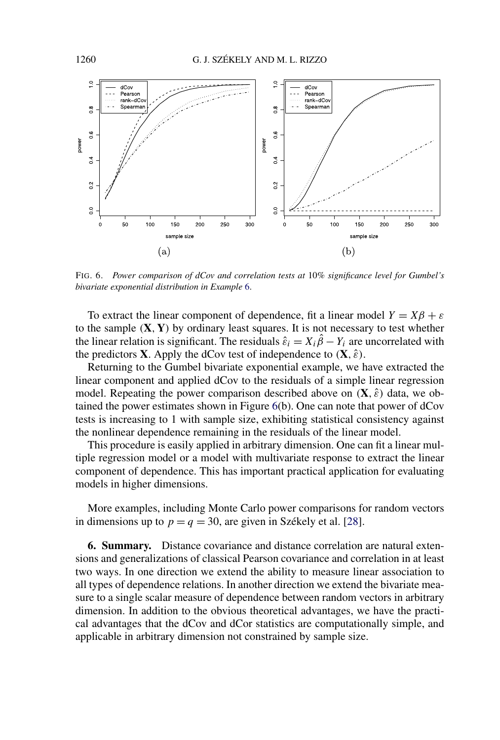FIG. 6. *Power comparison of dCov and correlation tests at* 10% *significance level for Gumbel's bivariate exponential distribution in Example* 6.

To extract the linear component of dependence, fit a linear model $Y = X\beta + \varepsilon$ to the sample $(\mathbf{X}, \mathbf{Y})$ by ordinary least squares. It is not necessary to test whether the linear relation is significant. The residuals $\hat{\varepsilon}_i = X_i\hat{\beta} - Y_i$ are uncorrelated with the predictors $\mathbf{X}$. Apply the dCov test of independence to $(\mathbf{X}, \hat{\varepsilon})$.

Returning to the Gumbel bivariate exponential example, we have extracted the linear component and applied dCov to the residuals of a simple linear regression model. Repeating the power comparison described above on $(\mathbf{X}, \hat{\varepsilon})$ data, we obtained the power estimates shown in Figure 6(b). One can note that power of dCov tests is increasing to 1 with sample size, exhibiting statistical consistency against the nonlinear dependence remaining in the residuals of the linear model.

This procedure is easily applied in arbitrary dimension. One can fit a linear multiple regression model or a model with multivariate response to extract the linear component of dependence. This has important practical application for evaluating models in higher dimensions.

More examples, including Monte Carlo power comparisons for random vectors in dimensions up to $p = q = 30$, are given in Székely et al. [28].

**6. Summary.** Distance covariance and distance correlation are natural extensions and generalizations of classical Pearson covariance and correlation in at least two ways. In one direction we extend the ability to measure linear association to all types of dependence relations. In another direction we extend the bivariate measure to a single scalar measure of dependence between random vectors in arbitrary dimension. In addition to the obvious theoretical advantages, we have the practical advantages that the dCov and dCor statistics are computationally simple, and applicable in arbitrary dimension not constrained by sample size.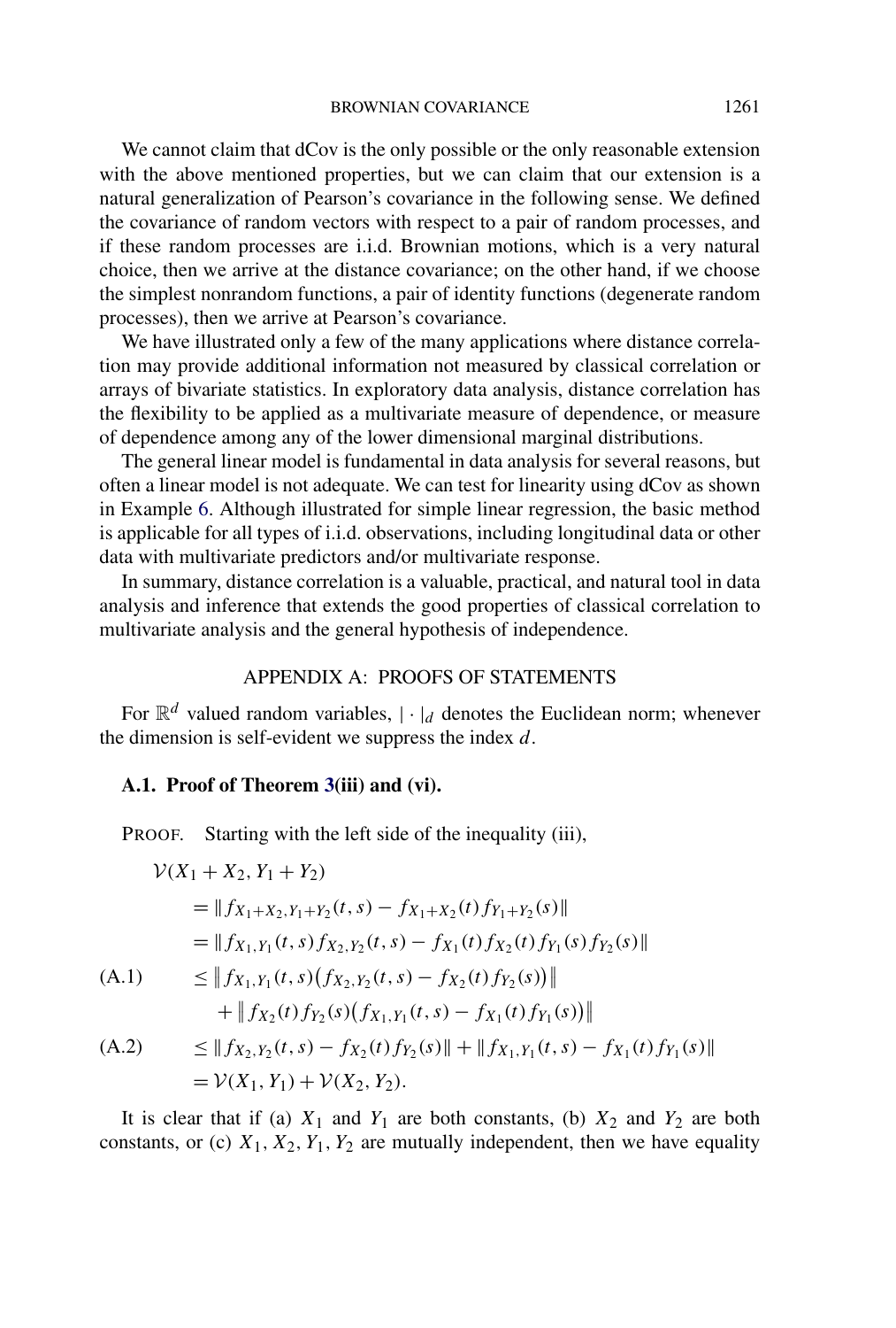We cannot claim that dCov is the only possible or the only reasonable extension with the above mentioned properties, but we can claim that our extension is a natural generalization of Pearson's covariance in the following sense. We defined the covariance of random vectors with respect to a pair of random processes, and if these random processes are i.i.d. Brownian motions, which is a very natural choice, then we arrive at the distance covariance; on the other hand, if we choose the simplest nonrandom functions, a pair of identity functions (degenerate random processes), then we arrive at Pearson's covariance.

We have illustrated only a few of the many applications where distance correlation may provide additional information not measured by classical correlation or arrays of bivariate statistics. In exploratory data analysis, distance correlation has the flexibility to be applied as a multivariate measure of dependence, or measure of dependence among any of the lower dimensional marginal distributions.

The general linear model is fundamental in data analysis for several reasons, but often a linear model is not adequate. We can test for linearity using dCov as shown in Example 6. Although illustrated for simple linear regression, the basic method is applicable for all types of i.i.d. observations, including longitudinal data or other data with multivariate predictors and/or multivariate response.

In summary, distance correlation is a valuable, practical, and natural tool in data analysis and inference that extends the good properties of classical correlation to multivariate analysis and the general hypothesis of independence.

## APPENDIX A: PROOFS OF STATEMENTS

For $\mathbb{R}^d$ valued random variables, $|\cdot|_d$ denotes the Euclidean norm; whenever the dimension is self-evident we suppress the index $d$.

### A.1. Proof of Theorem 3(iii) and (vi).

PROOF. Starting with the left side of the inequality (iii),

$$
\begin{aligned}
&\mathcal{V}(X_1+X_2, Y_1+Y_2) \\
&\quad = \|f_{X_1+X_2,Y_1+Y_2}(t,s) - f_{X_1+X_2}(t) f_{Y_1+Y_2}(s)\| \\
&\quad = \|f_{X_1,Y_1}(t,s) f_{X_2,Y_2}(t,s) - f_{X_1}(t) f_{X_2}(t) f_{Y_1}(s) f_{Y_2}(s)\| \\
&\quad \le \big\| f_{X_1,Y_1}(t,s)\big(f_{X_2,Y_2}(t,s) - f_{X_2}(t) f_{Y_2}(s)\big)\big\| \qquad \text{(A.1)} \\
&\qquad + \big\| f_{X_2}(t) f_{Y_2}(s)\big(f_{X_1,Y_1}(t,s) - f_{X_1}(t) f_{Y_1}(s)\big)\big\| \\
&\quad \le \|f_{X_2,Y_2}(t,s) - f_{X_2}(t) f_{Y_2}(s)\| + \|f_{X_1,Y_1}(t,s) - f_{X_1}(t) f_{Y_1}(s)\| \qquad \text{(A.2)} \\
&\quad = \mathcal{V}(X_1,Y_1) + \mathcal{V}(X_2,Y_2).
\end{aligned}
$$

It is clear that if (a) $X_1$ and $Y_1$ are both constants, (b) $X_2$ and $Y_2$ are both constants, or (c) $X_1, X_2, Y_1, Y_2$ are mutually independent, then we have equality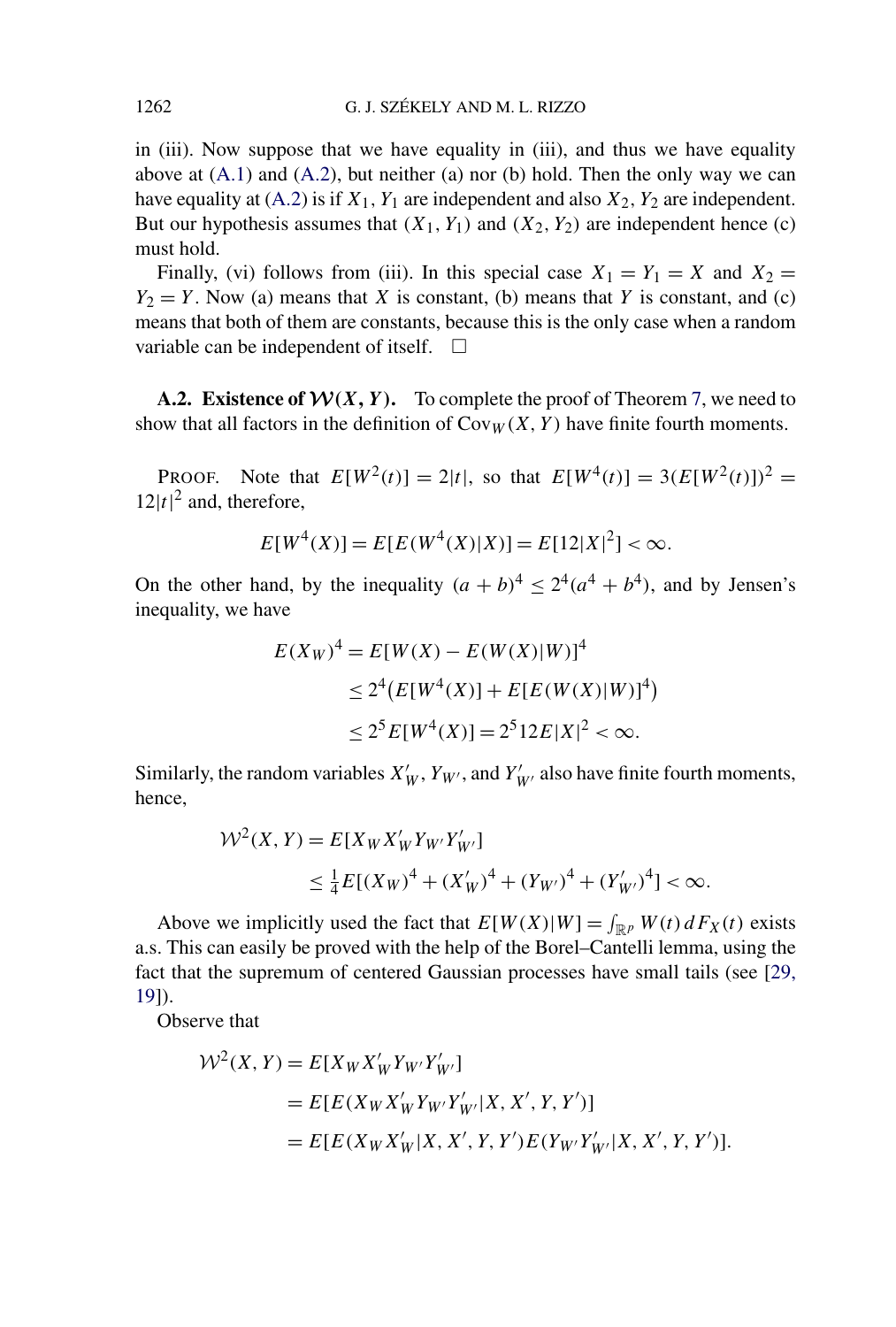in (iii). Now suppose that we have equality in (iii), and thus we have equality above at (A.1) and (A.2), but neither (a) nor (b) hold. Then the only way we can have equality at (A.2) is if $X_1, Y_1$ are independent and also $X_2, Y_2$ are independent. But our hypothesis assumes that $(X_1, Y_1)$ and $(X_2, Y_2)$ are independent hence (c) must hold.

Finally, (vi) follows from (iii). In this special case $X_1 = Y_1 = X$ and $X_2 = Y_2 = Y$. Now (a) means that $X$ is constant, (b) means that $Y$ is constant, and (c) means that both of them are constants, because this is the only case when a random variable can be independent of itself. □

**A.2. Existence of $\mathcal{W}(X, Y)$.** To complete the proof of Theorem 7, we need to show that all factors in the definition of $\mathrm{Cov}_W(X, Y)$ have finite fourth moments.

PROOF. Note that $E[W^2(t)] = 2|t|$, so that $E[W^4(t)] = 3(E[W^2(t)])^2 = 12|t|^2$ and, therefore,

$$E[W^4(X)] = E[E(W^4(X)|X)] = E[12|X|^2] < \infty.$$

On the other hand, by the inequality $(a + b)^4 \le 2^4(a^4 + b^4)$, and by Jensen's inequality, we have

$$\begin{aligned} E(X_W)^4 &= E[W(X) - E(W(X)|W)]^4 \\ &\le 2^4\big(E[W^4(X)] + E[E(W(X)|W)]^4\big) \\ &\le 2^5 E[W^4(X)] = 2^5 12 E|X|^2 < \infty. \end{aligned}$$

Similarly, the random variables $X'_W$, $Y_{W'}$, and $Y'_{W'}$ also have finite fourth moments, hence,

$$\begin{aligned} \mathcal{W}^2(X, Y) &= E[X_W X'_W Y_{W'} Y'_{W'}] \\ &\le \tfrac{1}{4} E[(X_W)^4 + (X'_W)^4 + (Y_{W'})^4 + (Y'_{W'})^4] < \infty. \end{aligned}$$

Above we implicitly used the fact that $E[W(X)|W] = \int_{\mathbb{R}^p} W(t)\, dF_X(t)$ exists a.s. This can easily be proved with the help of the Borel–Cantelli lemma, using the fact that the supremum of centered Gaussian processes have small tails (see [29, 19]).

Observe that

$$\begin{aligned} \mathcal{W}^2(X, Y) &= E[X_W X'_W Y_{W'} Y'_{W'}] \\ &= E[E(X_W X'_W Y_{W'} Y'_{W'} | X, X', Y, Y')] \\ &= E[E(X_W X'_W | X, X', Y, Y') E(Y_{W'} Y'_{W'} | X, X', Y, Y')]. \end{aligned}$$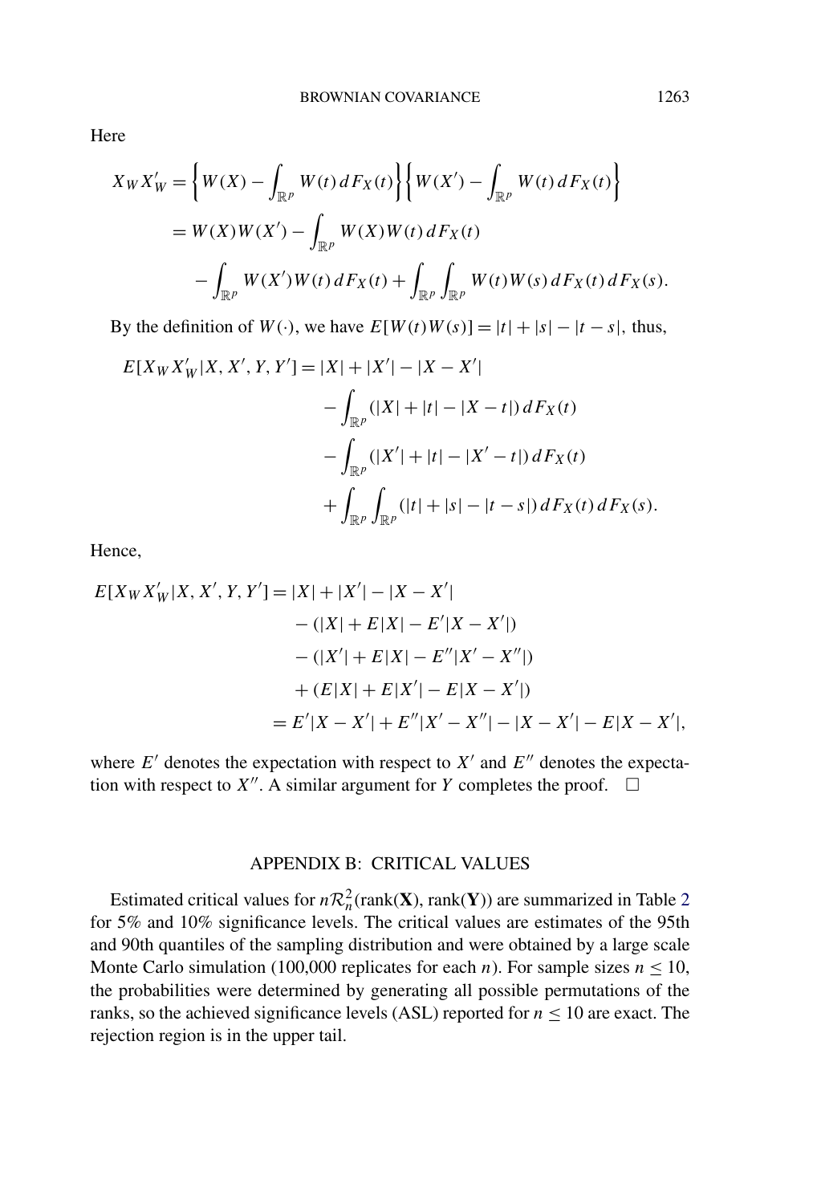Here

$$
\begin{aligned}
X_W X'_W &= \left\{ W(X) - \int_{\mathbb{R}^p} W(t)\, dF_X(t) \right\} \left\{ W(X') - \int_{\mathbb{R}^p} W(t)\, dF_X(t) \right\} \\
&= W(X)W(X') - \int_{\mathbb{R}^p} W(X)W(t)\, dF_X(t) \\
&\quad - \int_{\mathbb{R}^p} W(X')W(t)\, dF_X(t) + \int_{\mathbb{R}^p} \int_{\mathbb{R}^p} W(t)W(s)\, dF_X(t)\, dF_X(s).
\end{aligned}
$$

By the definition of $W(\cdot)$, we have $E[W(t)W(s)] = |t| + |s| - |t - s|$, thus,

$$
\begin{aligned}
E[X_W X'_W | X, X', Y, Y'] = |X| + |X'| - |X - X'| &\\
- \int_{\mathbb{R}^p} (|X| + |t| - |X - t|)\, dF_X(t) &\\
- \int_{\mathbb{R}^p} (|X'| + |t| - |X' - t|)\, dF_X(t) &\\
+ \int_{\mathbb{R}^p} \int_{\mathbb{R}^p} (|t| + |s| - |t - s|)\, dF_X(t)\, dF_X(s). &
\end{aligned}
$$

Hence,

$$
\begin{aligned}
E[X_W X'_W | X, X', Y, Y'] &= |X| + |X'| - |X - X'| \\
&\quad - (|X| + E|X| - E'|X - X'|) \\
&\quad - (|X'| + E|X| - E''|X' - X''|) \\
&\quad + (E|X| + E|X'| - E|X - X'|) \\
&= E'|X - X'| + E''|X' - X''| - |X - X'| - E|X - X'|,
\end{aligned}
$$

where $E'$ denotes the expectation with respect to $X'$ and $E''$ denotes the expectation with respect to $X''$. A similar argument for $Y$ completes the proof. $\square$

## APPENDIX B: CRITICAL VALUES

Estimated critical values for $n\mathcal{R}_n^2(\text{rank}(\mathbf{X}), \text{rank}(\mathbf{Y}))$ are summarized in Table 2 for 5% and 10% significance levels. The critical values are estimates of the 95th and 90th quantiles of the sampling distribution and were obtained by a large scale Monte Carlo simulation (100,000 replicates for each $n$). For sample sizes $n \leq 10$, the probabilities were determined by generating all possible permutations of the ranks, so the achieved significance levels (ASL) reported for $n \leq 10$ are exact. The rejection region is in the upper tail.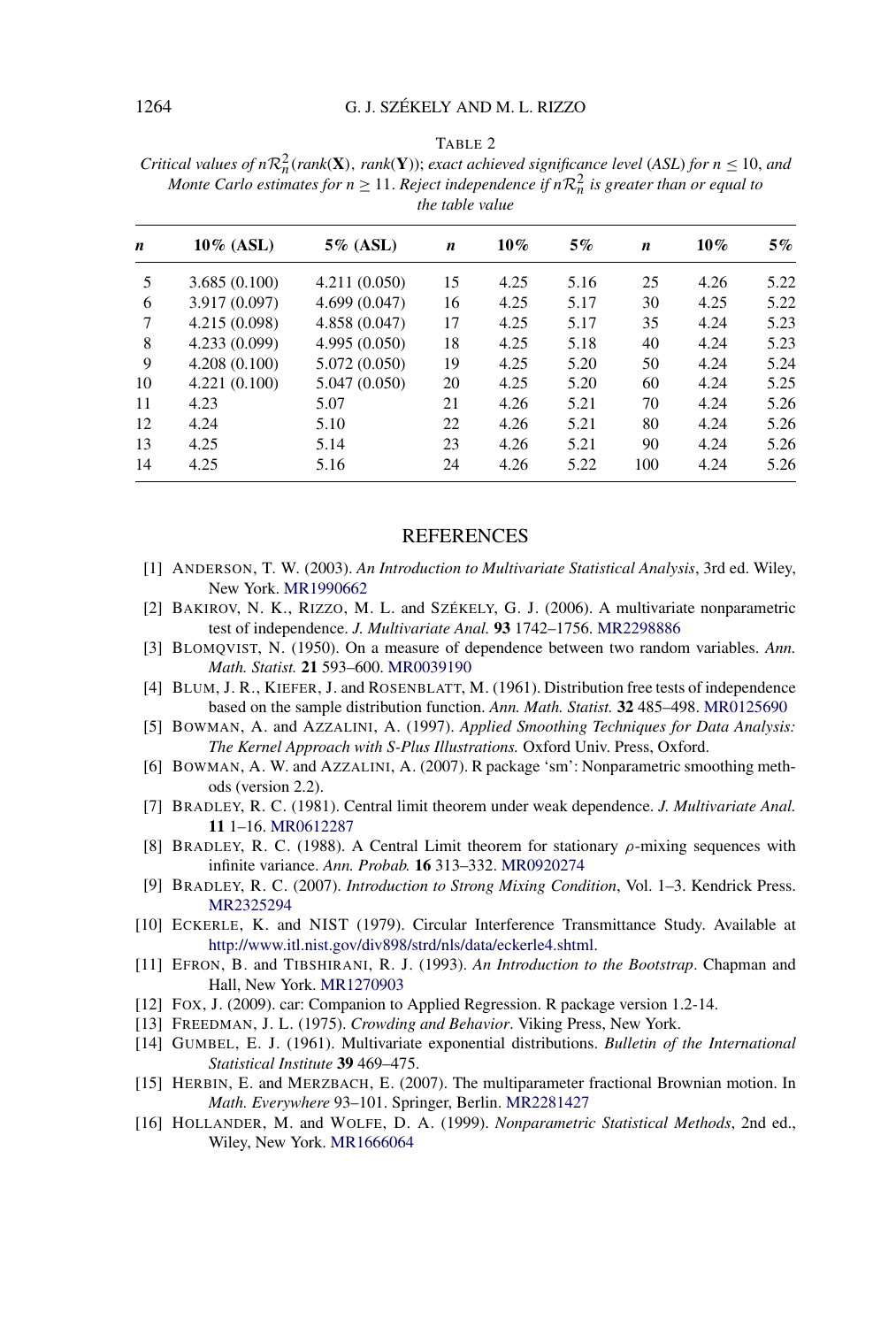TABLE 2

*Critical values of $n\mathcal{R}_n^2(rank(\mathbf{X}),\ rank(\mathbf{Y}))$; exact achieved significance level (ASL) for $n \le 10$, and Monte Carlo estimates for $n \ge 11$. Reject independence if $n\mathcal{R}_n^2$ is greater than or equal to the table value*

| $n$ | 10% (ASL) | 5% (ASL) | $n$ | 10% | 5% | $n$ | 10% | 5% |
|---|---|---|---|---|---|---|---|---|
| 5 | 3.685 (0.100) | 4.211 (0.050) | 15 | 4.25 | 5.16 | 25 | 4.26 | 5.22 |
| 6 | 3.917 (0.097) | 4.699 (0.047) | 16 | 4.25 | 5.17 | 30 | 4.25 | 5.22 |
| 7 | 4.215 (0.098) | 4.858 (0.047) | 17 | 4.25 | 5.17 | 35 | 4.24 | 5.23 |
| 8 | 4.233 (0.099) | 4.995 (0.050) | 18 | 4.25 | 5.18 | 40 | 4.24 | 5.23 |
| 9 | 4.208 (0.100) | 5.072 (0.050) | 19 | 4.25 | 5.20 | 50 | 4.24 | 5.24 |
| 10 | 4.221 (0.100) | 5.047 (0.050) | 20 | 4.25 | 5.20 | 60 | 4.24 | 5.25 |
| 11 | 4.23 | 5.07 | 21 | 4.26 | 5.21 | 70 | 4.24 | 5.26 |
| 12 | 4.24 | 5.10 | 22 | 4.26 | 5.21 | 80 | 4.24 | 5.26 |
| 13 | 4.25 | 5.14 | 23 | 4.26 | 5.21 | 90 | 4.24 | 5.26 |
| 14 | 4.25 | 5.16 | 24 | 4.26 | 5.22 | 100 | 4.24 | 5.26 |

## REFERENCES

[1] ANDERSON, T. W. (2003). *An Introduction to Multivariate Statistical Analysis*, 3rd ed. Wiley, New York. MR1990662

[2] BAKIROV, N. K., RIZZO, M. L. and SZÉKELY, G. J. (2006). A multivariate nonparametric test of independence. *J. Multivariate Anal.* **93** 1742–1756. MR2298886

[3] BLOMQVIST, N. (1950). On a measure of dependence between two random variables. *Ann. Math. Statist.* **21** 593–600. MR0039190

[4] BLUM, J. R., KIEFER, J. and ROSENBLATT, M. (1961). Distribution free tests of independence based on the sample distribution function. *Ann. Math. Statist.* **32** 485–498. MR0125690

[5] BOWMAN, A. and AZZALINI, A. (1997). *Applied Smoothing Techniques for Data Analysis: The Kernel Approach with S-Plus Illustrations.* Oxford Univ. Press, Oxford.

[6] BOWMAN, A. W. and AZZALINI, A. (2007). R package 'sm': Nonparametric smoothing methods (version 2.2).

[7] BRADLEY, R. C. (1981). Central limit theorem under weak dependence. *J. Multivariate Anal.* **11** 1–16. MR0612287

[8] BRADLEY, R. C. (1988). A Central Limit theorem for stationary $\rho$-mixing sequences with infinite variance. *Ann. Probab.* **16** 313–332. MR0920274

[9] BRADLEY, R. C. (2007). *Introduction to Strong Mixing Condition*, Vol. 1–3. Kendrick Press. MR2325294

[10] ECKERLE, K. and NIST (1979). Circular Interference Transmittance Study. Available at http://www.itl.nist.gov/div898/strd/nls/data/eckerle4.shtml.

[11] EFRON, B. and TIBSHIRANI, R. J. (1993). *An Introduction to the Bootstrap*. Chapman and Hall, New York. MR1270903

[12] FOX, J. (2009). car: Companion to Applied Regression. R package version 1.2-14.

[13] FREEDMAN, J. L. (1975). *Crowding and Behavior*. Viking Press, New York.

[14] GUMBEL, E. J. (1961). Multivariate exponential distributions. *Bulletin of the International Statistical Institute* **39** 469–475.

[15] HERBIN, E. and MERZBACH, E. (2007). The multiparameter fractional Brownian motion. In *Math. Everywhere* 93–101. Springer, Berlin. MR2281427

[16] HOLLANDER, M. and WOLFE, D. A. (1999). *Nonparametric Statistical Methods*, 2nd ed., Wiley, New York. MR1666064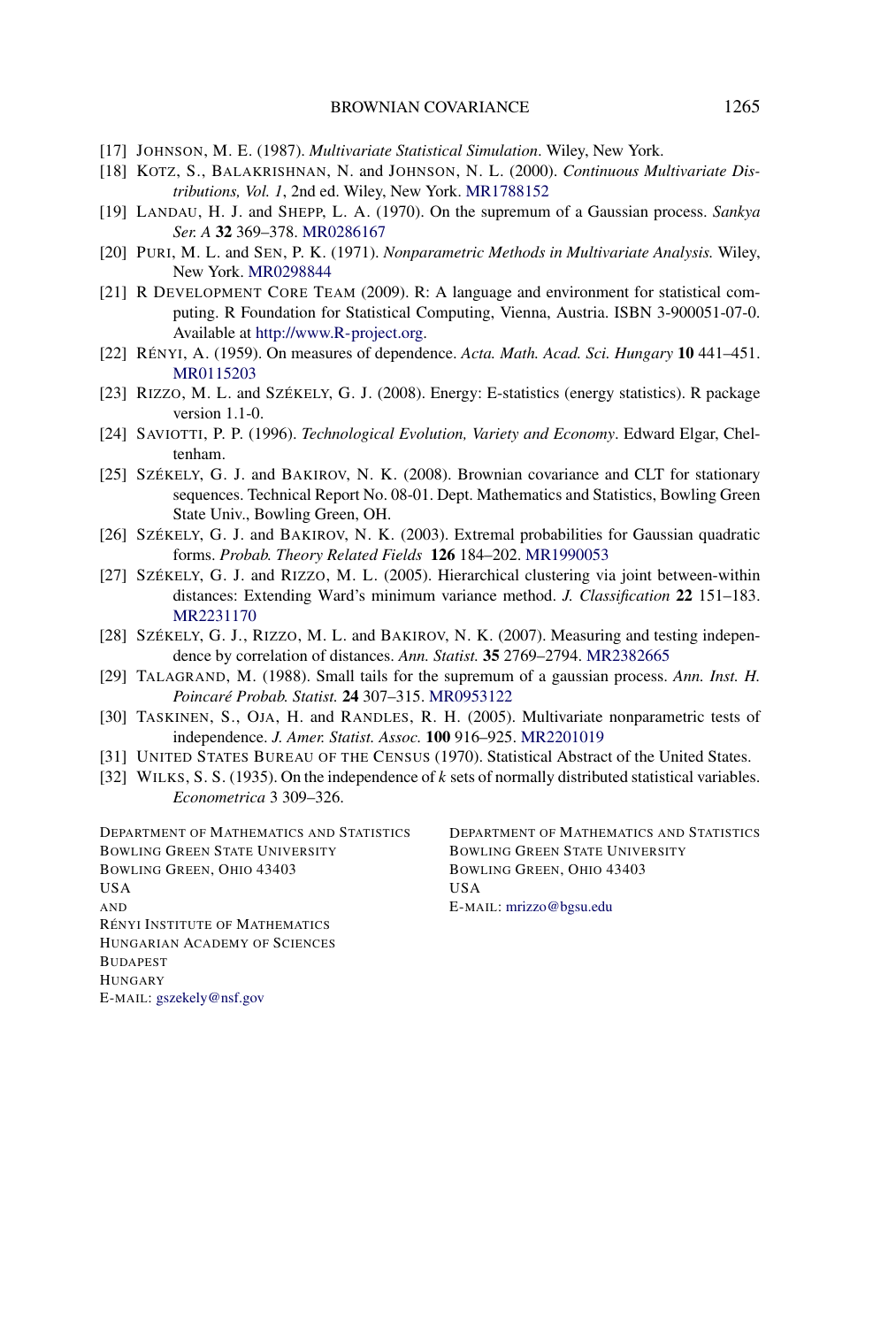[17] JOHNSON, M. E. (1987). *Multivariate Statistical Simulation*. Wiley, New York.

[18] KOTZ, S., BALAKRISHNAN, N. and JOHNSON, N. L. (2000). *Continuous Multivariate Distributions, Vol. 1*, 2nd ed. Wiley, New York. MR1788152

[19] LANDAU, H. J. and SHEPP, L. A. (1970). On the supremum of a Gaussian process. *Sankya Ser. A* **32** 369–378. MR0286167

[20] PURI, M. L. and SEN, P. K. (1971). *Nonparametric Methods in Multivariate Analysis.* Wiley, New York. MR0298844

[21] R DEVELOPMENT CORE TEAM (2009). R: A language and environment for statistical computing. R Foundation for Statistical Computing, Vienna, Austria. ISBN 3-900051-07-0. Available at http://www.R-project.org.

[22] RÉNYI, A. (1959). On measures of dependence. *Acta. Math. Acad. Sci. Hungary* **10** 441–451. MR0115203

[23] RIZZO, M. L. and SZÉKELY, G. J. (2008). Energy: E-statistics (energy statistics). R package version 1.1-0.

[24] SAVIOTTI, P. P. (1996). *Technological Evolution, Variety and Economy*. Edward Elgar, Cheltenham.

[25] SZÉKELY, G. J. and BAKIROV, N. K. (2008). Brownian covariance and CLT for stationary sequences. Technical Report No. 08-01. Dept. Mathematics and Statistics, Bowling Green State Univ., Bowling Green, OH.

[26] SZÉKELY, G. J. and BAKIROV, N. K. (2003). Extremal probabilities for Gaussian quadratic forms. *Probab. Theory Related Fields* **126** 184–202. MR1990053

[27] SZÉKELY, G. J. and RIZZO, M. L. (2005). Hierarchical clustering via joint between-within distances: Extending Ward's minimum variance method. *J. Classification* **22** 151–183. MR2231170

[28] SZÉKELY, G. J., RIZZO, M. L. and BAKIROV, N. K. (2007). Measuring and testing independence by correlation of distances. *Ann. Statist.* **35** 2769–2794. MR2382665

[29] TALAGRAND, M. (1988). Small tails for the supremum of a gaussian process. *Ann. Inst. H. Poincaré Probab. Statist.* **24** 307–315. MR0953122

[30] TASKINEN, S., OJA, H. and RANDLES, R. H. (2005). Multivariate nonparametric tests of independence. *J. Amer. Statist. Assoc.* **100** 916–925. MR2201019

[31] UNITED STATES BUREAU OF THE CENSUS (1970). Statistical Abstract of the United States.

[32] WILKS, S. S. (1935). On the independence of *k* sets of normally distributed statistical variables. *Econometrica* 3 309–326.

DEPARTMENT OF MATHEMATICS AND STATISTICS
BOWLING GREEN STATE UNIVERSITY
BOWLING GREEN, OHIO 43403
USA
AND
RÉNYI INSTITUTE OF MATHEMATICS
HUNGARIAN ACADEMY OF SCIENCES
BUDAPEST
HUNGARY
E-MAIL: gszekely@nsf.gov

DEPARTMENT OF MATHEMATICS AND STATISTICS
BOWLING GREEN STATE UNIVERSITY
BOWLING GREEN, OHIO 43403
USA
E-MAIL: mrizzo@bgsu.edu